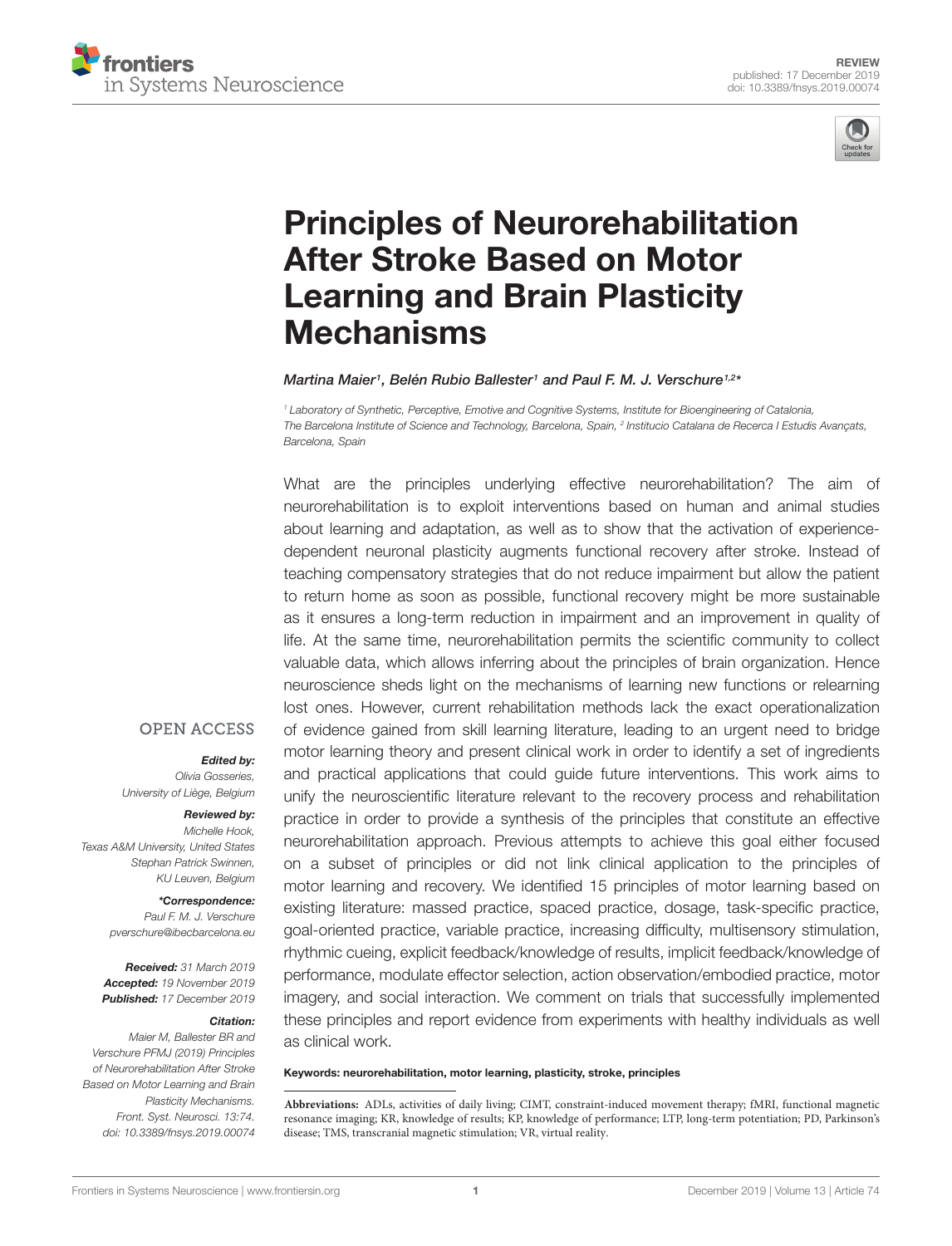REVIEW
published: 17 December 2019
doi: 10.3389/fnsys.2019.00074

# Principles of Neurorehabilitation After Stroke Based on Motor Learning and Brain Plasticity Mechanisms

*Martina Maier[1], Belén Rubio Ballester[1] and Paul F. M. J. Verschure[1,2]\**

[1] *Laboratory of Synthetic, Perceptive, Emotive and Cognitive Systems, Institute for Bioengineering of Catalonia, The Barcelona Institute of Science and Technology, Barcelona, Spain,* [2] *Institucio Catalana de Recerca I Estudis Avançats, Barcelona, Spain*

What are the principles underlying effective neurorehabilitation? The aim of neurorehabilitation is to exploit interventions based on human and animal studies about learning and adaptation, as well as to show that the activation of experience-dependent neuronal plasticity augments functional recovery after stroke. Instead of teaching compensatory strategies that do not reduce impairment but allow the patient to return home as soon as possible, functional recovery might be more sustainable as it ensures a long-term reduction in impairment and an improvement in quality of life. At the same time, neurorehabilitation permits the scientific community to collect valuable data, which allows inferring about the principles of brain organization. Hence neuroscience sheds light on the mechanisms of learning new functions or relearning lost ones. However, current rehabilitation methods lack the exact operationalization of evidence gained from skill learning literature, leading to an urgent need to bridge motor learning theory and present clinical work in order to identify a set of ingredients and practical applications that could guide future interventions. This work aims to unify the neuroscientific literature relevant to the recovery process and rehabilitation practice in order to provide a synthesis of the principles that constitute an effective neurorehabilitation approach. Previous attempts to achieve this goal either focused on a subset of principles or did not link clinical application to the principles of motor learning and recovery. We identified 15 principles of motor learning based on existing literature: massed practice, spaced practice, dosage, task-specific practice, goal-oriented practice, variable practice, increasing difficulty, multisensory stimulation, rhythmic cueing, explicit feedback/knowledge of results, implicit feedback/knowledge of performance, modulate effector selection, action observation/embodied practice, motor imagery, and social interaction. We comment on trials that successfully implemented these principles and report evidence from experiments with healthy individuals as well as clinical work.

**Keywords: neurorehabilitation, motor learning, plasticity, stroke, principles**

OPEN ACCESS

***Edited by:***
*Olivia Gosseries,*
*University of Liège, Belgium*

***Reviewed by:***
*Michelle Hook,*
*Texas A&M University, United States*
*Stephan Patrick Swinnen,*
*KU Leuven, Belgium*

***\*Correspondence:***
*Paul F. M. J. Verschure*
*pverschure@ibecbarcelona.eu*

***Received:*** *31 March 2019*
***Accepted:*** *19 November 2019*
***Published:*** *17 December 2019*

***Citation:***
*Maier M, Ballester BR and Verschure PFMJ (2019) Principles of Neurorehabilitation After Stroke Based on Motor Learning and Brain Plasticity Mechanisms. Front. Syst. Neurosci. 13:74. doi: 10.3389/fnsys.2019.00074*

**Abbreviations:** ADLs, activities of daily living; CIMT, constraint-induced movement therapy; fMRI, functional magnetic resonance imaging; KR, knowledge of results; KP, knowledge of performance; LTP, long-term potentiation; PD, Parkinson's disease; TMS, transcranial magnetic stimulation; VR, virtual reality.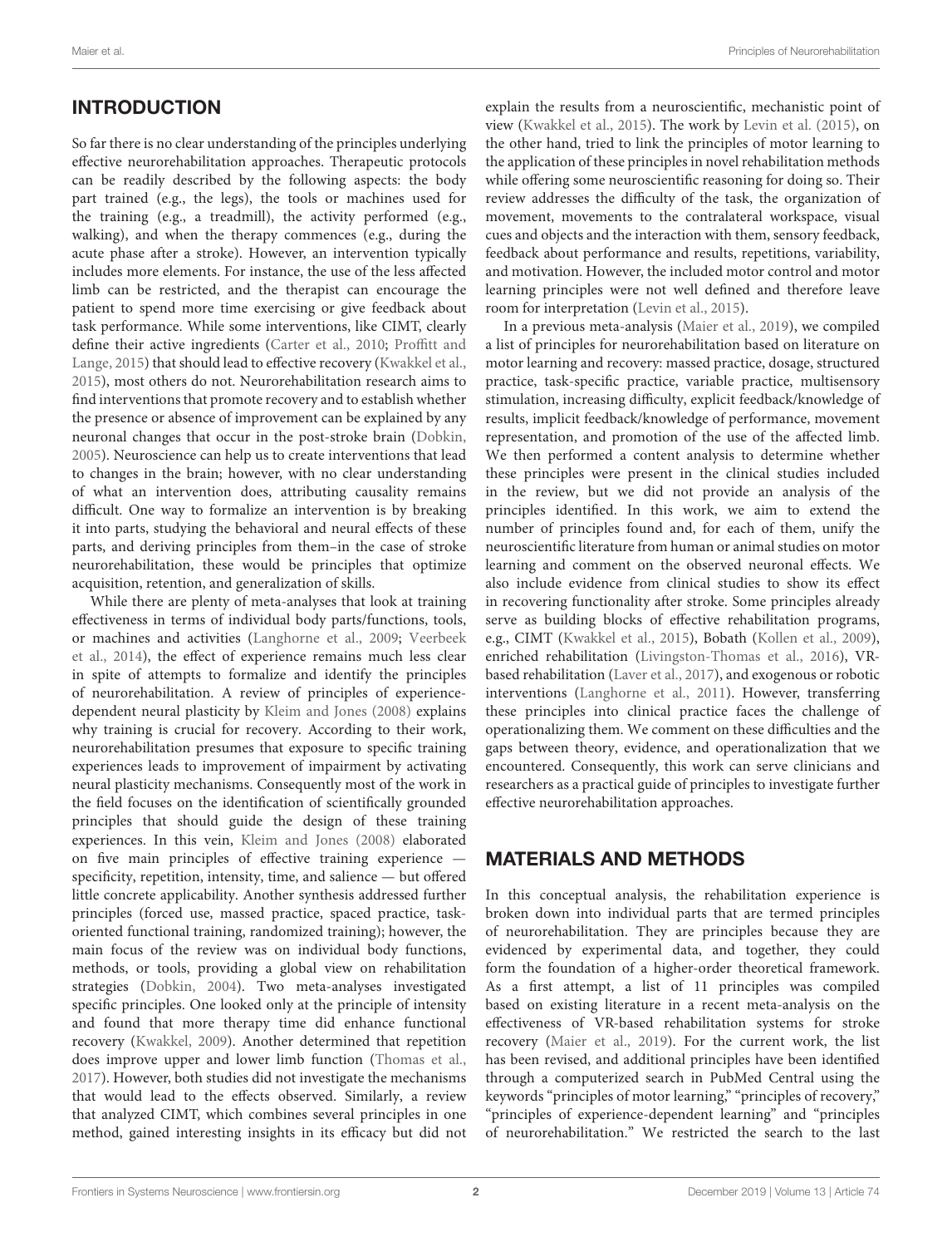## INTRODUCTION

So far there is no clear understanding of the principles underlying effective neurorehabilitation approaches. Therapeutic protocols can be readily described by the following aspects: the body part trained (e.g., the legs), the tools or machines used for the training (e.g., a treadmill), the activity performed (e.g., walking), and when the therapy commences (e.g., during the acute phase after a stroke). However, an intervention typically includes more elements. For instance, the use of the less affected limb can be restricted, and the therapist can encourage the patient to spend more time exercising or give feedback about task performance. While some interventions, like CIMT, clearly define their active ingredients (Carter et al., 2010; Proffitt and Lange, 2015) that should lead to effective recovery (Kwakkel et al., 2015), most others do not. Neurorehabilitation research aims to find interventions that promote recovery and to establish whether the presence or absence of improvement can be explained by any neuronal changes that occur in the post-stroke brain (Dobkin, 2005). Neuroscience can help us to create interventions that lead to changes in the brain; however, with no clear understanding of what an intervention does, attributing causality remains difficult. One way to formalize an intervention is by breaking it into parts, studying the behavioral and neural effects of these parts, and deriving principles from them–in the case of stroke neurorehabilitation, these would be principles that optimize acquisition, retention, and generalization of skills.

While there are plenty of meta-analyses that look at training effectiveness in terms of individual body parts/functions, tools, or machines and activities (Langhorne et al., 2009; Veerbeek et al., 2014), the effect of experience remains much less clear in spite of attempts to formalize and identify the principles of neurorehabilitation. A review of principles of experience-dependent neural plasticity by Kleim and Jones (2008) explains why training is crucial for recovery. According to their work, neurorehabilitation presumes that exposure to specific training experiences leads to improvement of impairment by activating neural plasticity mechanisms. Consequently most of the work in the field focuses on the identification of scientifically grounded principles that should guide the design of these training experiences. In this vein, Kleim and Jones (2008) elaborated on five main principles of effective training experience — specificity, repetition, intensity, time, and salience — but offered little concrete applicability. Another synthesis addressed further principles (forced use, massed practice, spaced practice, task-oriented functional training, randomized training); however, the main focus of the review was on individual body functions, methods, or tools, providing a global view on rehabilitation strategies (Dobkin, 2004). Two meta-analyses investigated specific principles. One looked only at the principle of intensity and found that more therapy time did enhance functional recovery (Kwakkel, 2009). Another determined that repetition does improve upper and lower limb function (Thomas et al., 2017). However, both studies did not investigate the mechanisms that would lead to the effects observed. Similarly, a review that analyzed CIMT, which combines several principles in one method, gained interesting insights in its efficacy but did not explain the results from a neuroscientific, mechanistic point of view (Kwakkel et al., 2015). The work by Levin et al. (2015), on the other hand, tried to link the principles of motor learning to the application of these principles in novel rehabilitation methods while offering some neuroscientific reasoning for doing so. Their review addresses the difficulty of the task, the organization of movement, movements to the contralateral workspace, visual cues and objects and the interaction with them, sensory feedback, feedback about performance and results, repetitions, variability, and motivation. However, the included motor control and motor learning principles were not well defined and therefore leave room for interpretation (Levin et al., 2015).

In a previous meta-analysis (Maier et al., 2019), we compiled a list of principles for neurorehabilitation based on literature on motor learning and recovery: massed practice, dosage, structured practice, task-specific practice, variable practice, multisensory stimulation, increasing difficulty, explicit feedback/knowledge of results, implicit feedback/knowledge of performance, movement representation, and promotion of the use of the affected limb. We then performed a content analysis to determine whether these principles were present in the clinical studies included in the review, but we did not provide an analysis of the principles identified. In this work, we aim to extend the number of principles found and, for each of them, unify the neuroscientific literature from human or animal studies on motor learning and comment on the observed neuronal effects. We also include evidence from clinical studies to show its effect in recovering functionality after stroke. Some principles already serve as building blocks of effective rehabilitation programs, e.g., CIMT (Kwakkel et al., 2015), Bobath (Kollen et al., 2009), enriched rehabilitation (Livingston-Thomas et al., 2016), VR-based rehabilitation (Laver et al., 2017), and exogenous or robotic interventions (Langhorne et al., 2011). However, transferring these principles into clinical practice faces the challenge of operationalizing them. We comment on these difficulties and the gaps between theory, evidence, and operationalization that we encountered. Consequently, this work can serve clinicians and researchers as a practical guide of principles to investigate further effective neurorehabilitation approaches.

## MATERIALS AND METHODS

In this conceptual analysis, the rehabilitation experience is broken down into individual parts that are termed principles of neurorehabilitation. They are principles because they are evidenced by experimental data, and together, they could form the foundation of a higher-order theoretical framework. As a first attempt, a list of 11 principles was compiled based on existing literature in a recent meta-analysis on the effectiveness of VR-based rehabilitation systems for stroke recovery (Maier et al., 2019). For the current work, the list has been revised, and additional principles have been identified through a computerized search in PubMed Central using the keywords "principles of motor learning," "principles of recovery," "principles of experience-dependent learning" and "principles of neurorehabilitation." We restricted the search to the last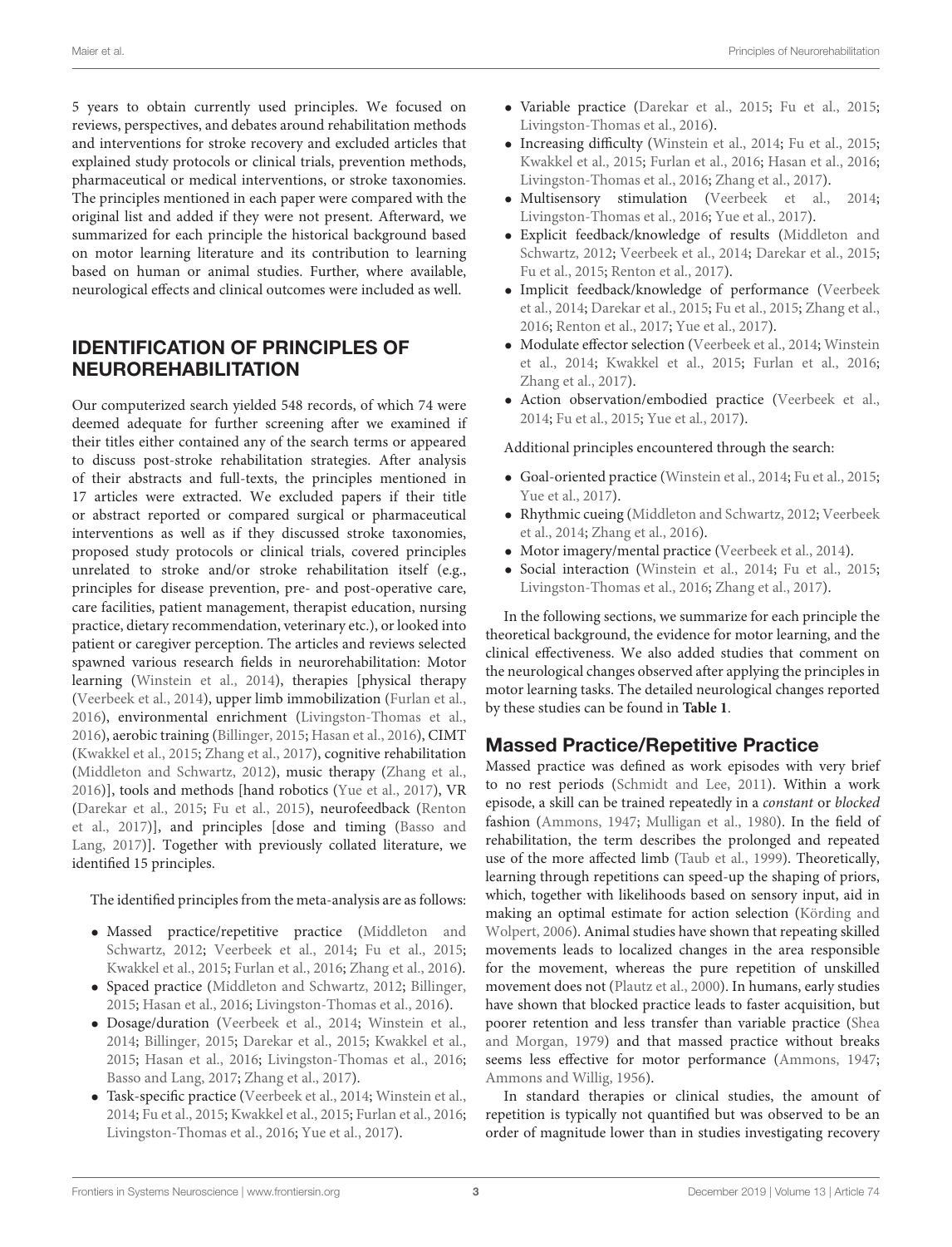5 years to obtain currently used principles. We focused on reviews, perspectives, and debates around rehabilitation methods and interventions for stroke recovery and excluded articles that explained study protocols or clinical trials, prevention methods, pharmaceutical or medical interventions, or stroke taxonomies. The principles mentioned in each paper were compared with the original list and added if they were not present. Afterward, we summarized for each principle the historical background based on motor learning literature and its contribution to learning based on human or animal studies. Further, where available, neurological effects and clinical outcomes were included as well.

## IDENTIFICATION OF PRINCIPLES OF NEUROREHABILITATION

Our computerized search yielded 548 records, of which 74 were deemed adequate for further screening after we examined if their titles either contained any of the search terms or appeared to discuss post-stroke rehabilitation strategies. After analysis of their abstracts and full-texts, the principles mentioned in 17 articles were extracted. We excluded papers if their title or abstract reported or compared surgical or pharmaceutical interventions as well as if they discussed stroke taxonomies, proposed study protocols or clinical trials, covered principles unrelated to stroke and/or stroke rehabilitation itself (e.g., principles for disease prevention, pre- and post-operative care, care facilities, patient management, therapist education, nursing practice, dietary recommendation, veterinary etc.), or looked into patient or caregiver perception. The articles and reviews selected spawned various research fields in neurorehabilitation: Motor learning (Winstein et al., 2014), therapies [physical therapy (Veerbeek et al., 2014), upper limb immobilization (Furlan et al., 2016), environmental enrichment (Livingston-Thomas et al., 2016), aerobic training (Billinger, 2015; Hasan et al., 2016), CIMT (Kwakkel et al., 2015; Zhang et al., 2017), cognitive rehabilitation (Middleton and Schwartz, 2012), music therapy (Zhang et al., 2016)], tools and methods [hand robotics (Yue et al., 2017), VR (Darekar et al., 2015; Fu et al., 2015), neurofeedback (Renton et al., 2017)], and principles [dose and timing (Basso and Lang, 2017)]. Together with previously collated literature, we identified 15 principles.

The identified principles from the meta-analysis are as follows:

- Massed practice/repetitive practice (Middleton and Schwartz, 2012; Veerbeek et al., 2014; Fu et al., 2015; Kwakkel et al., 2015; Furlan et al., 2016; Zhang et al., 2016).
- Spaced practice (Middleton and Schwartz, 2012; Billinger, 2015; Hasan et al., 2016; Livingston-Thomas et al., 2016).
- Dosage/duration (Veerbeek et al., 2014; Winstein et al., 2014; Billinger, 2015; Darekar et al., 2015; Kwakkel et al., 2015; Hasan et al., 2016; Livingston-Thomas et al., 2016; Basso and Lang, 2017; Zhang et al., 2017).
- Task-specific practice (Veerbeek et al., 2014; Winstein et al., 2014; Fu et al., 2015; Kwakkel et al., 2015; Furlan et al., 2016; Livingston-Thomas et al., 2016; Yue et al., 2017).
- Variable practice (Darekar et al., 2015; Fu et al., 2015; Livingston-Thomas et al., 2016).
- Increasing difficulty (Winstein et al., 2014; Fu et al., 2015; Kwakkel et al., 2015; Furlan et al., 2016; Hasan et al., 2016; Livingston-Thomas et al., 2016; Zhang et al., 2017).
- Multisensory stimulation (Veerbeek et al., 2014; Livingston-Thomas et al., 2016; Yue et al., 2017).
- Explicit feedback/knowledge of results (Middleton and Schwartz, 2012; Veerbeek et al., 2014; Darekar et al., 2015; Fu et al., 2015; Renton et al., 2017).
- Implicit feedback/knowledge of performance (Veerbeek et al., 2014; Darekar et al., 2015; Fu et al., 2015; Zhang et al., 2016; Renton et al., 2017; Yue et al., 2017).
- Modulate effector selection (Veerbeek et al., 2014; Winstein et al., 2014; Kwakkel et al., 2015; Furlan et al., 2016; Zhang et al., 2017).
- Action observation/embodied practice (Veerbeek et al., 2014; Fu et al., 2015; Yue et al., 2017).

Additional principles encountered through the search:

- Goal-oriented practice (Winstein et al., 2014; Fu et al., 2015; Yue et al., 2017).
- Rhythmic cueing (Middleton and Schwartz, 2012; Veerbeek et al., 2014; Zhang et al., 2016).
- Motor imagery/mental practice (Veerbeek et al., 2014).
- Social interaction (Winstein et al., 2014; Fu et al., 2015; Livingston-Thomas et al., 2016; Zhang et al., 2017).

In the following sections, we summarize for each principle the theoretical background, the evidence for motor learning, and the clinical effectiveness. We also added studies that comment on the neurological changes observed after applying the principles in motor learning tasks. The detailed neurological changes reported by these studies can be found in **Table 1**.

## Massed Practice/Repetitive Practice

Massed practice was defined as work episodes with very brief to no rest periods (Schmidt and Lee, 2011). Within a work episode, a skill can be trained repeatedly in a *constant* or *blocked* fashion (Ammons, 1947; Mulligan et al., 1980). In the field of rehabilitation, the term describes the prolonged and repeated use of the more affected limb (Taub et al., 1999). Theoretically, learning through repetitions can speed-up the shaping of priors, which, together with likelihoods based on sensory input, aid in making an optimal estimate for action selection (Körding and Wolpert, 2006). Animal studies have shown that repeating skilled movements leads to localized changes in the area responsible for the movement, whereas the pure repetition of unskilled movement does not (Plautz et al., 2000). In humans, early studies have shown that blocked practice leads to faster acquisition, but poorer retention and less transfer than variable practice (Shea and Morgan, 1979) and that massed practice without breaks seems less effective for motor performance (Ammons, 1947; Ammons and Willig, 1956).

In standard therapies or clinical studies, the amount of repetition is typically not quantified but was observed to be an order of magnitude lower than in studies investigating recovery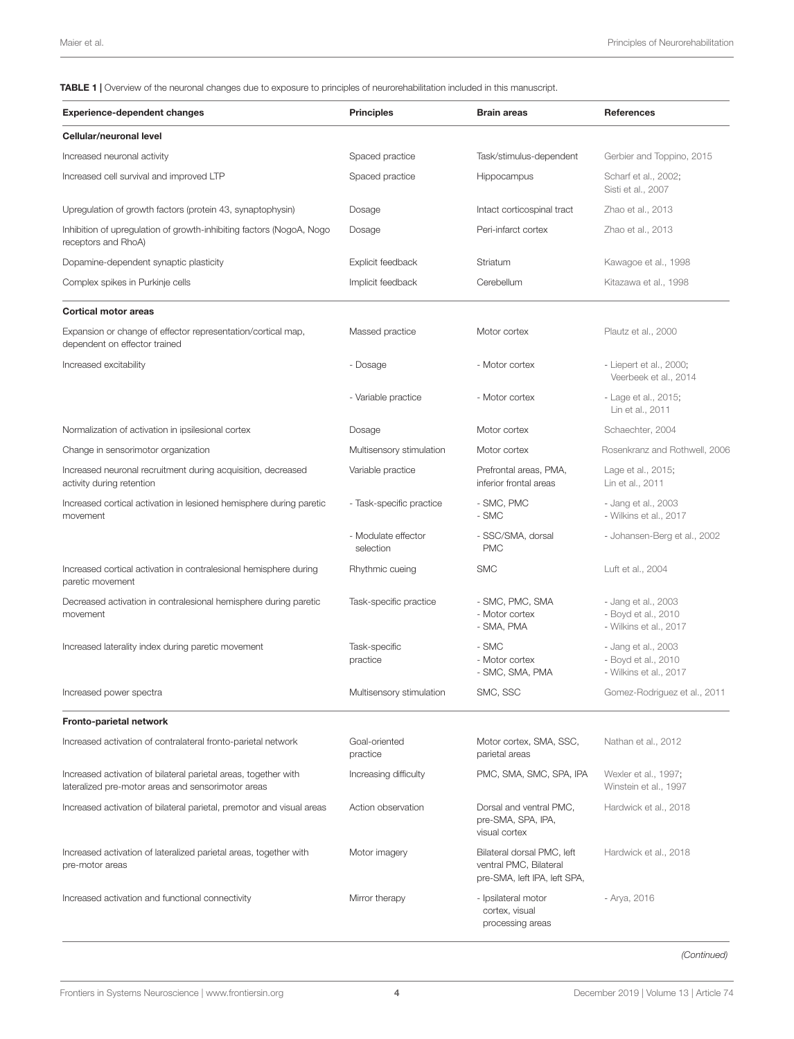**TABLE 1 |** Overview of the neuronal changes due to exposure to principles of neurorehabilitation included in this manuscript.

| Experience-dependent changes | Principles | Brain areas | References |
|---|---|---|---|
| **Cellular/neuronal level** | | | |
| Increased neuronal activity | Spaced practice | Task/stimulus-dependent | Gerbier and Toppino, 2015 |
| Increased cell survival and improved LTP | Spaced practice | Hippocampus | Scharf et al., 2002; Sisti et al., 2007 |
| Upregulation of growth factors (protein 43, synaptophysin) | Dosage | Intact corticospinal tract | Zhao et al., 2013 |
| Inhibition of upregulation of growth-inhibiting factors (NogoA, Nogo receptors and RhoA) | Dosage | Peri-infarct cortex | Zhao et al., 2013 |
| Dopamine-dependent synaptic plasticity | Explicit feedback | Striatum | Kawagoe et al., 1998 |
| Complex spikes in Purkinje cells | Implicit feedback | Cerebellum | Kitazawa et al., 1998 |
| **Cortical motor areas** | | | |
| Expansion or change of effector representation/cortical map, dependent on effector trained | Massed practice | Motor cortex | Plautz et al., 2000 |
| Increased excitability | - Dosage | - Motor cortex | - Liepert et al., 2000; Veerbeek et al., 2014 |
| | - Variable practice | - Motor cortex | - Lage et al., 2015; Lin et al., 2011 |
| Normalization of activation in ipsilesional cortex | Dosage | Motor cortex | Schaechter, 2004 |
| Change in sensorimotor organization | Multisensory stimulation | Motor cortex | Rosenkranz and Rothwell, 2006 |
| Increased neuronal recruitment during acquisition, decreased activity during retention | Variable practice | Prefrontal areas, PMA, inferior frontal areas | Lage et al., 2015; Lin et al., 2011 |
| Increased cortical activation in lesioned hemisphere during paretic movement | - Task-specific practice | - SMC, PMC<br>- SMC | - Jang et al., 2003<br>- Wilkins et al., 2017 |
| | - Modulate effector selection | - SSC/SMA, dorsal PMC | - Johansen-Berg et al., 2002 |
| Increased cortical activation in contralesional hemisphere during paretic movement | Rhythmic cueing | SMC | Luft et al., 2004 |
| Decreased activation in contralesional hemisphere during paretic movement | Task-specific practice | - SMC, PMC, SMA<br>- Motor cortex<br>- SMA, PMA | - Jang et al., 2003<br>- Boyd et al., 2010<br>- Wilkins et al., 2017 |
| Increased laterality index during paretic movement | Task-specific practice | - SMC<br>- Motor cortex<br>- SMC, SMA, PMA | - Jang et al., 2003<br>- Boyd et al., 2010<br>- Wilkins et al., 2017 |
| Increased power spectra | Multisensory stimulation | SMC, SSC | Gomez-Rodriguez et al., 2011 |
| **Fronto-parietal network** | | | |
| Increased activation of contralateral fronto-parietal network | Goal-oriented practice | Motor cortex, SMA, SSC, parietal areas | Nathan et al., 2012 |
| Increased activation of bilateral parietal areas, together with lateralized pre-motor areas and sensorimotor areas | Increasing difficulty | PMC, SMA, SMC, SPA, IPA | Wexler et al., 1997; Winstein et al., 1997 |
| Increased activation of bilateral parietal, premotor and visual areas | Action observation | Dorsal and ventral PMC, pre-SMA, SPA, IPA, visual cortex | Hardwick et al., 2018 |
| Increased activation of lateralized parietal areas, together with pre-motor areas | Motor imagery | Bilateral dorsal PMC, left ventral PMC, Bilateral pre-SMA, left IPA, left SPA, | Hardwick et al., 2018 |
| Increased activation and functional connectivity | Mirror therapy | - Ipsilateral motor cortex, visual processing areas | - Arya, 2016 |

*(Continued)*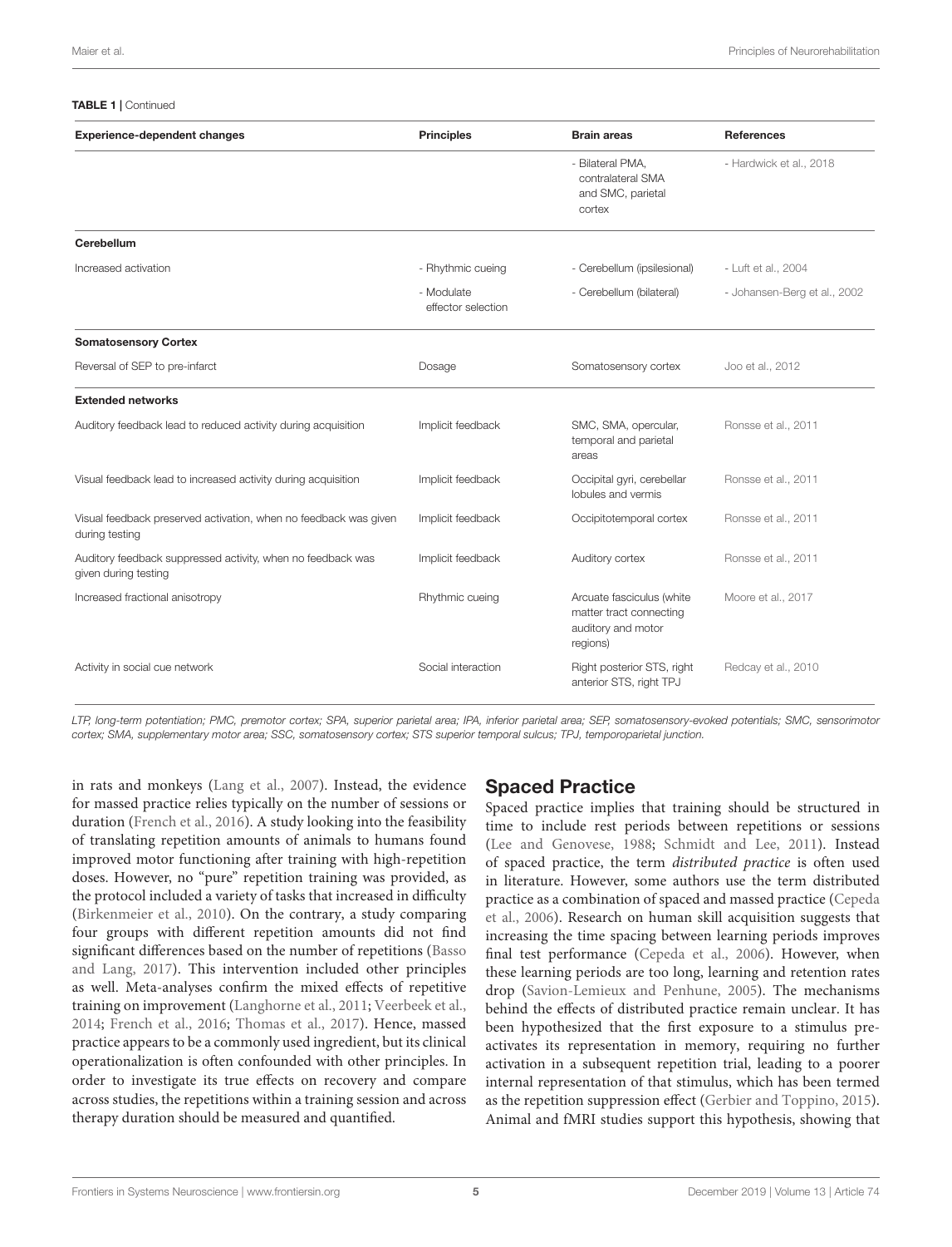**TABLE 1** | Continued

| Experience-dependent changes | Principles | Brain areas | References |
|---|---|---|---|
| | | - Bilateral PMA, contralateral SMA and SMC, parietal cortex | - Hardwick et al., 2018 |
| **Cerebellum** | | | |
| Increased activation | - Rhythmic cueing | - Cerebellum (ipsilesional) | - Luft et al., 2004 |
| | - Modulate effector selection | - Cerebellum (bilateral) | - Johansen-Berg et al., 2002 |
| **Somatosensory Cortex** | | | |
| Reversal of SEP to pre-infarct | Dosage | Somatosensory cortex | Joo et al., 2012 |
| **Extended networks** | | | |
| Auditory feedback lead to reduced activity during acquisition | Implicit feedback | SMC, SMA, opercular, temporal and parietal areas | Ronsse et al., 2011 |
| Visual feedback lead to increased activity during acquisition | Implicit feedback | Occipital gyri, cerebellar lobules and vermis | Ronsse et al., 2011 |
| Visual feedback preserved activation, when no feedback was given during testing | Implicit feedback | Occipitotemporal cortex | Ronsse et al., 2011 |
| Auditory feedback suppressed activity, when no feedback was given during testing | Implicit feedback | Auditory cortex | Ronsse et al., 2011 |
| Increased fractional anisotropy | Rhythmic cueing | Arcuate fasciculus (white matter tract connecting auditory and motor regions) | Moore et al., 2017 |
| Activity in social cue network | Social interaction | Right posterior STS, right anterior STS, right TPJ | Redcay et al., 2010 |

*LTP, long-term potentiation; PMC, premotor cortex; SPA, superior parietal area; IPA, inferior parietal area; SEP, somatosensory-evoked potentials; SMC, sensorimotor cortex; SMA, supplementary motor area; SSC, somatosensory cortex; STS superior temporal sulcus; TPJ, temporoparietal junction.*

in rats and monkeys (Lang et al., 2007). Instead, the evidence for massed practice relies typically on the number of sessions or duration (French et al., 2016). A study looking into the feasibility of translating repetition amounts of animals to humans found improved motor functioning after training with high-repetition doses. However, no "pure" repetition training was provided, as the protocol included a variety of tasks that increased in difficulty (Birkenmeier et al., 2010). On the contrary, a study comparing four groups with different repetition amounts did not find significant differences based on the number of repetitions (Basso and Lang, 2017). This intervention included other principles as well. Meta-analyses confirm the mixed effects of repetitive training on improvement (Langhorne et al., 2011; Veerbeek et al., 2014; French et al., 2016; Thomas et al., 2017). Hence, massed practice appears to be a commonly used ingredient, but its clinical operationalization is often confounded with other principles. In order to investigate its true effects on recovery and compare across studies, the repetitions within a training session and across therapy duration should be measured and quantified.

## Spaced Practice

Spaced practice implies that training should be structured in time to include rest periods between repetitions or sessions (Lee and Genovese, 1988; Schmidt and Lee, 2011). Instead of spaced practice, the term *distributed practice* is often used in literature. However, some authors use the term distributed practice as a combination of spaced and massed practice (Cepeda et al., 2006). Research on human skill acquisition suggests that increasing the time spacing between learning periods improves final test performance (Cepeda et al., 2006). However, when these learning periods are too long, learning and retention rates drop (Savion-Lemieux and Penhune, 2005). The mechanisms behind the effects of distributed practice remain unclear. It has been hypothesized that the first exposure to a stimulus pre-activates its representation in memory, requiring no further activation in a subsequent repetition trial, leading to a poorer internal representation of that stimulus, which has been termed as the repetition suppression effect (Gerbier and Toppino, 2015). Animal and fMRI studies support this hypothesis, showing that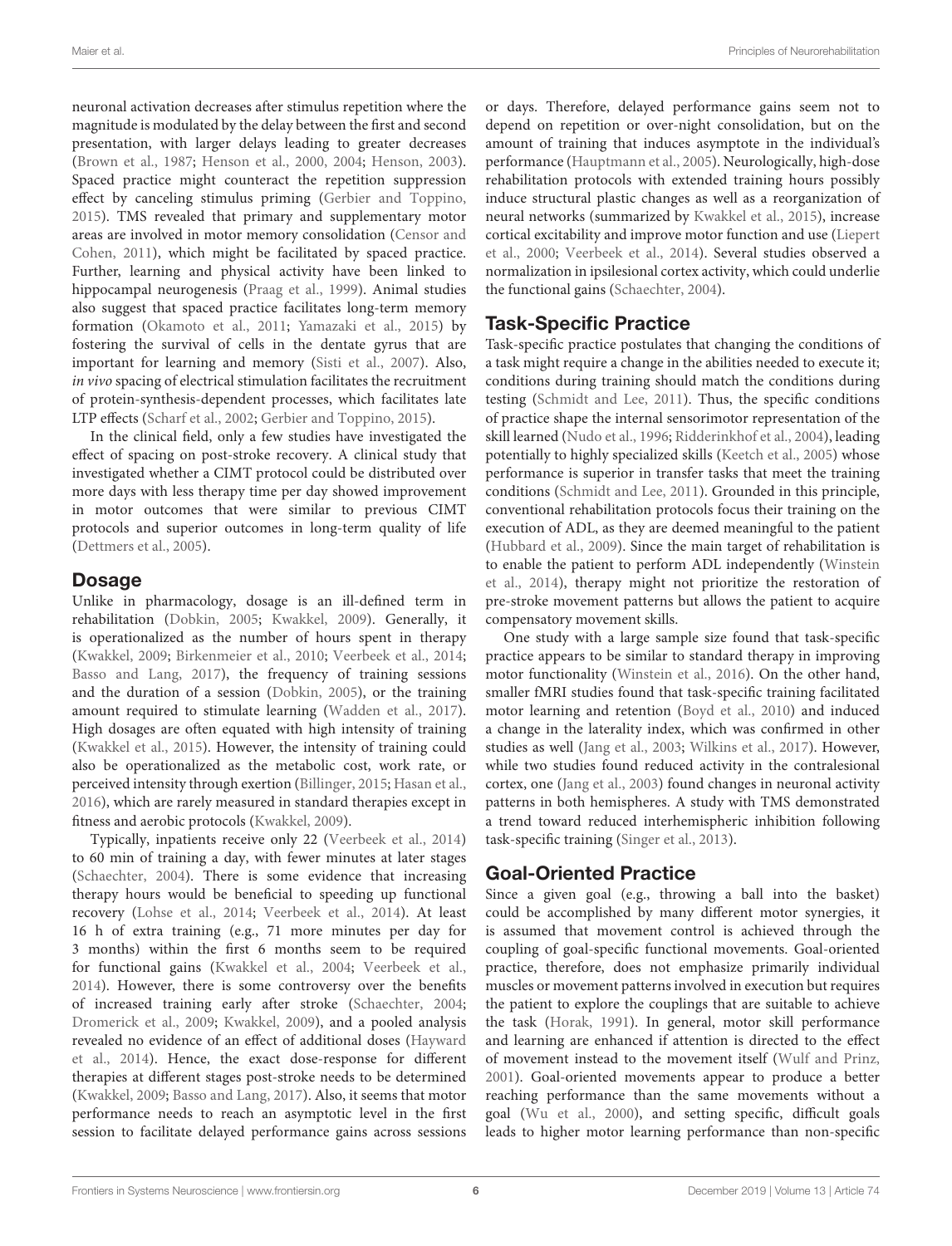neuronal activation decreases after stimulus repetition where the magnitude is modulated by the delay between the first and second presentation, with larger delays leading to greater decreases (Brown et al., 1987; Henson et al., 2000, 2004; Henson, 2003). Spaced practice might counteract the repetition suppression effect by canceling stimulus priming (Gerbier and Toppino, 2015). TMS revealed that primary and supplementary motor areas are involved in motor memory consolidation (Censor and Cohen, 2011), which might be facilitated by spaced practice. Further, learning and physical activity have been linked to hippocampal neurogenesis (Praag et al., 1999). Animal studies also suggest that spaced practice facilitates long-term memory formation (Okamoto et al., 2011; Yamazaki et al., 2015) by fostering the survival of cells in the dentate gyrus that are important for learning and memory (Sisti et al., 2007). Also, *in vivo* spacing of electrical stimulation facilitates the recruitment of protein-synthesis-dependent processes, which facilitates late LTP effects (Scharf et al., 2002; Gerbier and Toppino, 2015).

In the clinical field, only a few studies have investigated the effect of spacing on post-stroke recovery. A clinical study that investigated whether a CIMT protocol could be distributed over more days with less therapy time per day showed improvement in motor outcomes that were similar to previous CIMT protocols and superior outcomes in long-term quality of life (Dettmers et al., 2005).

## Dosage

Unlike in pharmacology, dosage is an ill-defined term in rehabilitation (Dobkin, 2005; Kwakkel, 2009). Generally, it is operationalized as the number of hours spent in therapy (Kwakkel, 2009; Birkenmeier et al., 2010; Veerbeek et al., 2014; Basso and Lang, 2017), the frequency of training sessions and the duration of a session (Dobkin, 2005), or the training amount required to stimulate learning (Wadden et al., 2017). High dosages are often equated with high intensity of training (Kwakkel et al., 2015). However, the intensity of training could also be operationalized as the metabolic cost, work rate, or perceived intensity through exertion (Billinger, 2015; Hasan et al., 2016), which are rarely measured in standard therapies except in fitness and aerobic protocols (Kwakkel, 2009).

Typically, inpatients receive only 22 (Veerbeek et al., 2014) to 60 min of training a day, with fewer minutes at later stages (Schaechter, 2004). There is some evidence that increasing therapy hours would be beneficial to speeding up functional recovery (Lohse et al., 2014; Veerbeek et al., 2014). At least 16 h of extra training (e.g., 71 more minutes per day for 3 months) within the first 6 months seem to be required for functional gains (Kwakkel et al., 2004; Veerbeek et al., 2014). However, there is some controversy over the benefits of increased training early after stroke (Schaechter, 2004; Dromerick et al., 2009; Kwakkel, 2009), and a pooled analysis revealed no evidence of an effect of additional doses (Hayward et al., 2014). Hence, the exact dose-response for different therapies at different stages post-stroke needs to be determined (Kwakkel, 2009; Basso and Lang, 2017). Also, it seems that motor performance needs to reach an asymptotic level in the first session to facilitate delayed performance gains across sessions or days. Therefore, delayed performance gains seem not to depend on repetition or over-night consolidation, but on the amount of training that induces asymptote in the individual's performance (Hauptmann et al., 2005). Neurologically, high-dose rehabilitation protocols with extended training hours possibly induce structural plastic changes as well as a reorganization of neural networks (summarized by Kwakkel et al., 2015), increase cortical excitability and improve motor function and use (Liepert et al., 2000; Veerbeek et al., 2014). Several studies observed a normalization in ipsilesional cortex activity, which could underlie the functional gains (Schaechter, 2004).

## Task-Specific Practice

Task-specific practice postulates that changing the conditions of a task might require a change in the abilities needed to execute it; conditions during training should match the conditions during testing (Schmidt and Lee, 2011). Thus, the specific conditions of practice shape the internal sensorimotor representation of the skill learned (Nudo et al., 1996; Ridderinkhof et al., 2004), leading potentially to highly specialized skills (Keetch et al., 2005) whose performance is superior in transfer tasks that meet the training conditions (Schmidt and Lee, 2011). Grounded in this principle, conventional rehabilitation protocols focus their training on the execution of ADL, as they are deemed meaningful to the patient (Hubbard et al., 2009). Since the main target of rehabilitation is to enable the patient to perform ADL independently (Winstein et al., 2014), therapy might not prioritize the restoration of pre-stroke movement patterns but allows the patient to acquire compensatory movement skills.

One study with a large sample size found that task-specific practice appears to be similar to standard therapy in improving motor functionality (Winstein et al., 2016). On the other hand, smaller fMRI studies found that task-specific training facilitated motor learning and retention (Boyd et al., 2010) and induced a change in the laterality index, which was confirmed in other studies as well (Jang et al., 2003; Wilkins et al., 2017). However, while two studies found reduced activity in the contralesional cortex, one (Jang et al., 2003) found changes in neuronal activity patterns in both hemispheres. A study with TMS demonstrated a trend toward reduced interhemispheric inhibition following task-specific training (Singer et al., 2013).

## Goal-Oriented Practice

Since a given goal (e.g., throwing a ball into the basket) could be accomplished by many different motor synergies, it is assumed that movement control is achieved through the coupling of goal-specific functional movements. Goal-oriented practice, therefore, does not emphasize primarily individual muscles or movement patterns involved in execution but requires the patient to explore the couplings that are suitable to achieve the task (Horak, 1991). In general, motor skill performance and learning are enhanced if attention is directed to the effect of movement instead to the movement itself (Wulf and Prinz, 2001). Goal-oriented movements appear to produce a better reaching performance than the same movements without a goal (Wu et al., 2000), and setting specific, difficult goals leads to higher motor learning performance than non-specific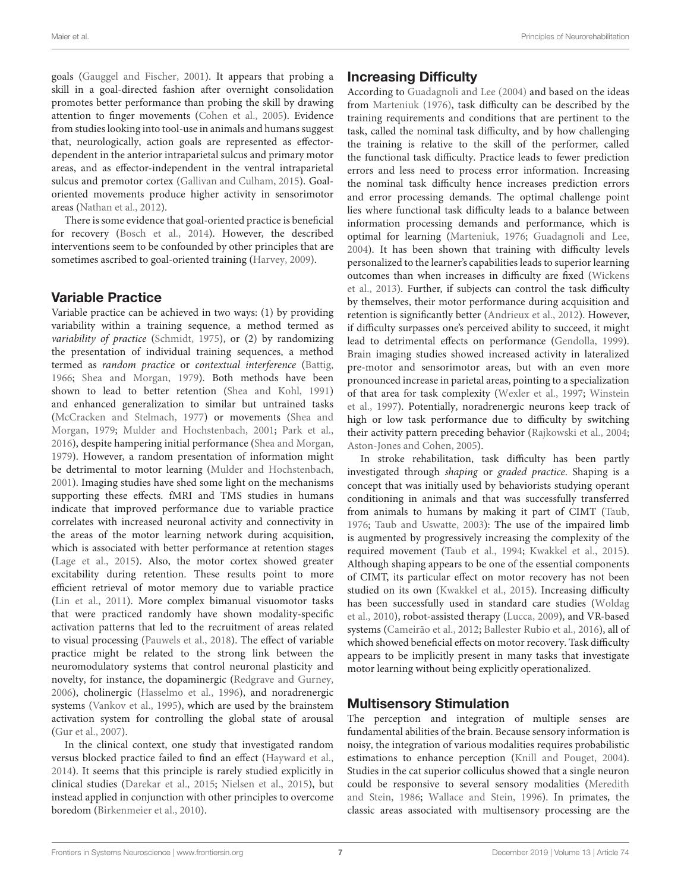goals (Gauggel and Fischer, 2001). It appears that probing a skill in a goal-directed fashion after overnight consolidation promotes better performance than probing the skill by drawing attention to finger movements (Cohen et al., 2005). Evidence from studies looking into tool-use in animals and humans suggest that, neurologically, action goals are represented as effector-dependent in the anterior intraparietal sulcus and primary motor areas, and as effector-independent in the ventral intraparietal sulcus and premotor cortex (Gallivan and Culham, 2015). Goal-oriented movements produce higher activity in sensorimotor areas (Nathan et al., 2012).

There is some evidence that goal-oriented practice is beneficial for recovery (Bosch et al., 2014). However, the described interventions seem to be confounded by other principles that are sometimes ascribed to goal-oriented training (Harvey, 2009).

## Variable Practice

Variable practice can be achieved in two ways: (1) by providing variability within a training sequence, a method termed as *variability of practice* (Schmidt, 1975), or (2) by randomizing the presentation of individual training sequences, a method termed as *random practice* or *contextual interference* (Battig, 1966; Shea and Morgan, 1979). Both methods have been shown to lead to better retention (Shea and Kohl, 1991) and enhanced generalization to similar but untrained tasks (McCracken and Stelmach, 1977) or movements (Shea and Morgan, 1979; Mulder and Hochstenbach, 2001; Park et al., 2016), despite hampering initial performance (Shea and Morgan, 1979). However, a random presentation of information might be detrimental to motor learning (Mulder and Hochstenbach, 2001). Imaging studies have shed some light on the mechanisms supporting these effects. fMRI and TMS studies in humans indicate that improved performance due to variable practice correlates with increased neuronal activity and connectivity in the areas of the motor learning network during acquisition, which is associated with better performance at retention stages (Lage et al., 2015). Also, the motor cortex showed greater excitability during retention. These results point to more efficient retrieval of motor memory due to variable practice (Lin et al., 2011). More complex bimanual visuomotor tasks that were practiced randomly have shown modality-specific activation patterns that led to the recruitment of areas related to visual processing (Pauwels et al., 2018). The effect of variable practice might be related to the strong link between the neuromodulatory systems that control neuronal plasticity and novelty, for instance, the dopaminergic (Redgrave and Gurney, 2006), cholinergic (Hasselmo et al., 1996), and noradrenergic systems (Vankov et al., 1995), which are used by the brainstem activation system for controlling the global state of arousal (Gur et al., 2007).

In the clinical context, one study that investigated random versus blocked practice failed to find an effect (Hayward et al., 2014). It seems that this principle is rarely studied explicitly in clinical studies (Darekar et al., 2015; Nielsen et al., 2015), but instead applied in conjunction with other principles to overcome boredom (Birkenmeier et al., 2010).

## Increasing Difficulty

According to Guadagnoli and Lee (2004) and based on the ideas from Marteniuk (1976), task difficulty can be described by the training requirements and conditions that are pertinent to the task, called the nominal task difficulty, and by how challenging the training is relative to the skill of the performer, called the functional task difficulty. Practice leads to fewer prediction errors and less need to process error information. Increasing the nominal task difficulty hence increases prediction errors and error processing demands. The optimal challenge point lies where functional task difficulty leads to a balance between information processing demands and performance, which is optimal for learning (Marteniuk, 1976; Guadagnoli and Lee, 2004). It has been shown that training with difficulty levels personalized to the learner's capabilities leads to superior learning outcomes than when increases in difficulty are fixed (Wickens et al., 2013). Further, if subjects can control the task difficulty by themselves, their motor performance during acquisition and retention is significantly better (Andrieux et al., 2012). However, if difficulty surpasses one's perceived ability to succeed, it might lead to detrimental effects on performance (Gendolla, 1999). Brain imaging studies showed increased activity in lateralized pre-motor and sensorimotor areas, but with an even more pronounced increase in parietal areas, pointing to a specialization of that area for task complexity (Wexler et al., 1997; Winstein et al., 1997). Potentially, noradrenergic neurons keep track of high or low task performance due to difficulty by switching their activity pattern preceding behavior (Rajkowski et al., 2004; Aston-Jones and Cohen, 2005).

In stroke rehabilitation, task difficulty has been partly investigated through *shaping* or *graded practice*. Shaping is a concept that was initially used by behaviorists studying operant conditioning in animals and that was successfully transferred from animals to humans by making it part of CIMT (Taub, 1976; Taub and Uswatte, 2003): The use of the impaired limb is augmented by progressively increasing the complexity of the required movement (Taub et al., 1994; Kwakkel et al., 2015). Although shaping appears to be one of the essential components of CIMT, its particular effect on motor recovery has not been studied on its own (Kwakkel et al., 2015). Increasing difficulty has been successfully used in standard care studies (Woldag et al., 2010), robot-assisted therapy (Lucca, 2009), and VR-based systems (Cameirão et al., 2012; Ballester Rubio et al., 2016), all of which showed beneficial effects on motor recovery. Task difficulty appears to be implicitly present in many tasks that investigate motor learning without being explicitly operationalized.

## Multisensory Stimulation

The perception and integration of multiple senses are fundamental abilities of the brain. Because sensory information is noisy, the integration of various modalities requires probabilistic estimations to enhance perception (Knill and Pouget, 2004). Studies in the cat superior colliculus showed that a single neuron could be responsive to several sensory modalities (Meredith and Stein, 1986; Wallace and Stein, 1996). In primates, the classic areas associated with multisensory processing are the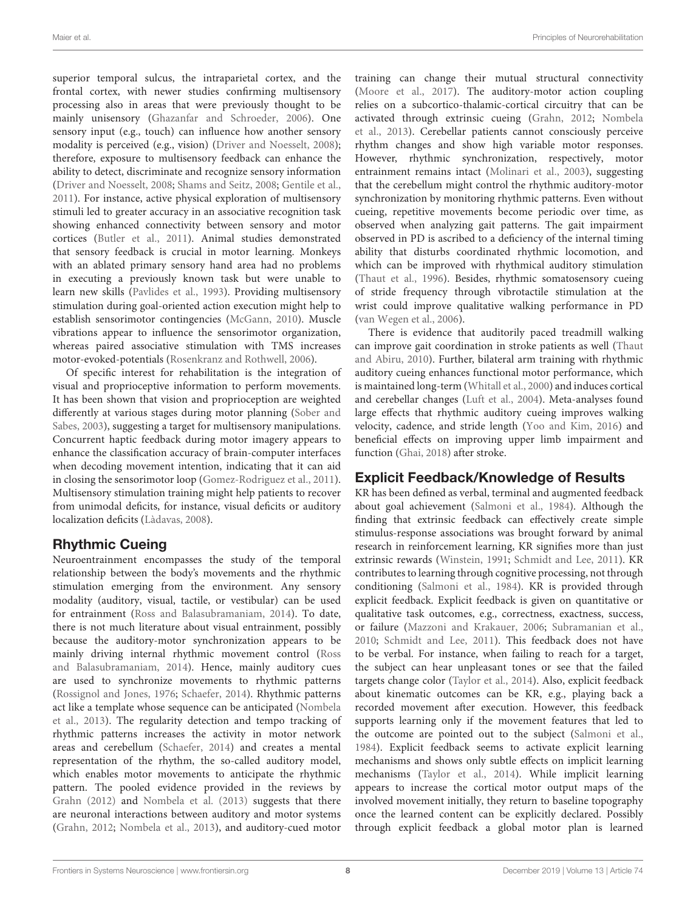superior temporal sulcus, the intraparietal cortex, and the frontal cortex, with newer studies confirming multisensory processing also in areas that were previously thought to be mainly unisensory (Ghazanfar and Schroeder, 2006). One sensory input (e.g., touch) can influence how another sensory modality is perceived (e.g., vision) (Driver and Noesselt, 2008); therefore, exposure to multisensory feedback can enhance the ability to detect, discriminate and recognize sensory information (Driver and Noesselt, 2008; Shams and Seitz, 2008; Gentile et al., 2011). For instance, active physical exploration of multisensory stimuli led to greater accuracy in an associative recognition task showing enhanced connectivity between sensory and motor cortices (Butler et al., 2011). Animal studies demonstrated that sensory feedback is crucial in motor learning. Monkeys with an ablated primary sensory hand area had no problems in executing a previously known task but were unable to learn new skills (Pavlides et al., 1993). Providing multisensory stimulation during goal-oriented action execution might help to establish sensorimotor contingencies (McGann, 2010). Muscle vibrations appear to influence the sensorimotor organization, whereas paired associative stimulation with TMS increases motor-evoked-potentials (Rosenkranz and Rothwell, 2006).

Of specific interest for rehabilitation is the integration of visual and proprioceptive information to perform movements. It has been shown that vision and proprioception are weighted differently at various stages during motor planning (Sober and Sabes, 2003), suggesting a target for multisensory manipulations. Concurrent haptic feedback during motor imagery appears to enhance the classification accuracy of brain-computer interfaces when decoding movement intention, indicating that it can aid in closing the sensorimotor loop (Gomez-Rodriguez et al., 2011). Multisensory stimulation training might help patients to recover from unimodal deficits, for instance, visual deficits or auditory localization deficits (Làdavas, 2008).

## Rhythmic Cueing

Neuroentrainment encompasses the study of the temporal relationship between the body's movements and the rhythmic stimulation emerging from the environment. Any sensory modality (auditory, visual, tactile, or vestibular) can be used for entrainment (Ross and Balasubramaniam, 2014). To date, there is not much literature about visual entrainment, possibly because the auditory-motor synchronization appears to be mainly driving internal rhythmic movement control (Ross and Balasubramaniam, 2014). Hence, mainly auditory cues are used to synchronize movements to rhythmic patterns (Rossignol and Jones, 1976; Schaefer, 2014). Rhythmic patterns act like a template whose sequence can be anticipated (Nombela et al., 2013). The regularity detection and tempo tracking of rhythmic patterns increases the activity in motor network areas and cerebellum (Schaefer, 2014) and creates a mental representation of the rhythm, the so-called auditory model, which enables motor movements to anticipate the rhythmic pattern. The pooled evidence provided in the reviews by Grahn (2012) and Nombela et al. (2013) suggests that there are neuronal interactions between auditory and motor systems (Grahn, 2012; Nombela et al., 2013), and auditory-cued motor training can change their mutual structural connectivity (Moore et al., 2017). The auditory-motor action coupling relies on a subcortico-thalamic-cortical circuitry that can be activated through extrinsic cueing (Grahn, 2012; Nombela et al., 2013). Cerebellar patients cannot consciously perceive rhythm changes and show high variable motor responses. However, rhythmic synchronization, respectively, motor entrainment remains intact (Molinari et al., 2003), suggesting that the cerebellum might control the rhythmic auditory-motor synchronization by monitoring rhythmic patterns. Even without cueing, repetitive movements become periodic over time, as observed when analyzing gait patterns. The gait impairment observed in PD is ascribed to a deficiency of the internal timing ability that disturbs coordinated rhythmic locomotion, and which can be improved with rhythmical auditory stimulation (Thaut et al., 1996). Besides, rhythmic somatosensory cueing of stride frequency through vibrotactile stimulation at the wrist could improve qualitative walking performance in PD (van Wegen et al., 2006).

There is evidence that auditorily paced treadmill walking can improve gait coordination in stroke patients as well (Thaut and Abiru, 2010). Further, bilateral arm training with rhythmic auditory cueing enhances functional motor performance, which is maintained long-term (Whitall et al., 2000) and induces cortical and cerebellar changes (Luft et al., 2004). Meta-analyses found large effects that rhythmic auditory cueing improves walking velocity, cadence, and stride length (Yoo and Kim, 2016) and beneficial effects on improving upper limb impairment and function (Ghai, 2018) after stroke.

## Explicit Feedback/Knowledge of Results

KR has been defined as verbal, terminal and augmented feedback about goal achievement (Salmoni et al., 1984). Although the finding that extrinsic feedback can effectively create simple stimulus-response associations was brought forward by animal research in reinforcement learning, KR signifies more than just extrinsic rewards (Winstein, 1991; Schmidt and Lee, 2011). KR contributes to learning through cognitive processing, not through conditioning (Salmoni et al., 1984). KR is provided through explicit feedback. Explicit feedback is given on quantitative or qualitative task outcomes, e.g., correctness, exactness, success, or failure (Mazzoni and Krakauer, 2006; Subramanian et al., 2010; Schmidt and Lee, 2011). This feedback does not have to be verbal. For instance, when failing to reach for a target, the subject can hear unpleasant tones or see that the failed targets change color (Taylor et al., 2014). Also, explicit feedback about kinematic outcomes can be KR, e.g., playing back a recorded movement after execution. However, this feedback supports learning only if the movement features that led to the outcome are pointed out to the subject (Salmoni et al., 1984). Explicit feedback seems to activate explicit learning mechanisms and shows only subtle effects on implicit learning mechanisms (Taylor et al., 2014). While implicit learning appears to increase the cortical motor output maps of the involved movement initially, they return to baseline topography once the learned content can be explicitly declared. Possibly through explicit feedback a global motor plan is learned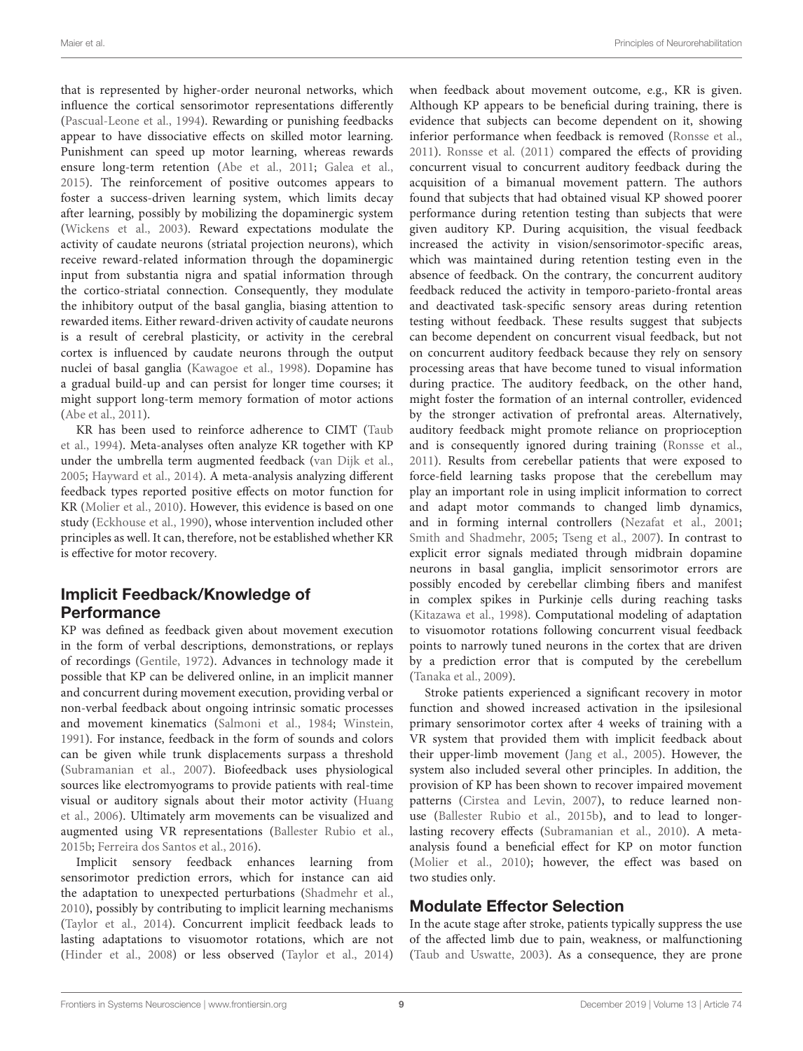that is represented by higher-order neuronal networks, which influence the cortical sensorimotor representations differently (Pascual-Leone et al., 1994). Rewarding or punishing feedbacks appear to have dissociative effects on skilled motor learning. Punishment can speed up motor learning, whereas rewards ensure long-term retention (Abe et al., 2011; Galea et al., 2015). The reinforcement of positive outcomes appears to foster a success-driven learning system, which limits decay after learning, possibly by mobilizing the dopaminergic system (Wickens et al., 2003). Reward expectations modulate the activity of caudate neurons (striatal projection neurons), which receive reward-related information through the dopaminergic input from substantia nigra and spatial information through the cortico-striatal connection. Consequently, they modulate the inhibitory output of the basal ganglia, biasing attention to rewarded items. Either reward-driven activity of caudate neurons is a result of cerebral plasticity, or activity in the cerebral cortex is influenced by caudate neurons through the output nuclei of basal ganglia (Kawagoe et al., 1998). Dopamine has a gradual build-up and can persist for longer time courses; it might support long-term memory formation of motor actions (Abe et al., 2011).

KR has been used to reinforce adherence to CIMT (Taub et al., 1994). Meta-analyses often analyze KR together with KP under the umbrella term augmented feedback (van Dijk et al., 2005; Hayward et al., 2014). A meta-analysis analyzing different feedback types reported positive effects on motor function for KR (Molier et al., 2010). However, this evidence is based on one study (Eckhouse et al., 1990), whose intervention included other principles as well. It can, therefore, not be established whether KR is effective for motor recovery.

## Implicit Feedback/Knowledge of Performance

KP was defined as feedback given about movement execution in the form of verbal descriptions, demonstrations, or replays of recordings (Gentile, 1972). Advances in technology made it possible that KP can be delivered online, in an implicit manner and concurrent during movement execution, providing verbal or non-verbal feedback about ongoing intrinsic somatic processes and movement kinematics (Salmoni et al., 1984; Winstein, 1991). For instance, feedback in the form of sounds and colors can be given while trunk displacements surpass a threshold (Subramanian et al., 2007). Biofeedback uses physiological sources like electromyograms to provide patients with real-time visual or auditory signals about their motor activity (Huang et al., 2006). Ultimately arm movements can be visualized and augmented using VR representations (Ballester Rubio et al., 2015b; Ferreira dos Santos et al., 2016).

Implicit sensory feedback enhances learning from sensorimotor prediction errors, which for instance can aid the adaptation to unexpected perturbations (Shadmehr et al., 2010), possibly by contributing to implicit learning mechanisms (Taylor et al., 2014). Concurrent implicit feedback leads to lasting adaptations to visuomotor rotations, which are not (Hinder et al., 2008) or less observed (Taylor et al., 2014) when feedback about movement outcome, e.g., KR is given. Although KP appears to be beneficial during training, there is evidence that subjects can become dependent on it, showing inferior performance when feedback is removed (Ronsse et al., 2011). Ronsse et al. (2011) compared the effects of providing concurrent visual to concurrent auditory feedback during the acquisition of a bimanual movement pattern. The authors found that subjects that had obtained visual KP showed poorer performance during retention testing than subjects that were given auditory KP. During acquisition, the visual feedback increased the activity in vision/sensorimotor-specific areas, which was maintained during retention testing even in the absence of feedback. On the contrary, the concurrent auditory feedback reduced the activity in temporo-parieto-frontal areas and deactivated task-specific sensory areas during retention testing without feedback. These results suggest that subjects can become dependent on concurrent visual feedback, but not on concurrent auditory feedback because they rely on sensory processing areas that have become tuned to visual information during practice. The auditory feedback, on the other hand, might foster the formation of an internal controller, evidenced by the stronger activation of prefrontal areas. Alternatively, auditory feedback might promote reliance on proprioception and is consequently ignored during training (Ronsse et al., 2011). Results from cerebellar patients that were exposed to force-field learning tasks propose that the cerebellum may play an important role in using implicit information to correct and adapt motor commands to changed limb dynamics, and in forming internal controllers (Nezafat et al., 2001; Smith and Shadmehr, 2005; Tseng et al., 2007). In contrast to explicit error signals mediated through midbrain dopamine neurons in basal ganglia, implicit sensorimotor errors are possibly encoded by cerebellar climbing fibers and manifest in complex spikes in Purkinje cells during reaching tasks (Kitazawa et al., 1998). Computational modeling of adaptation to visuomotor rotations following concurrent visual feedback points to narrowly tuned neurons in the cortex that are driven by a prediction error that is computed by the cerebellum (Tanaka et al., 2009).

Stroke patients experienced a significant recovery in motor function and showed increased activation in the ipsilesional primary sensorimotor cortex after 4 weeks of training with a VR system that provided them with implicit feedback about their upper-limb movement (Jang et al., 2005). However, the system also included several other principles. In addition, the provision of KP has been shown to recover impaired movement patterns (Cirstea and Levin, 2007), to reduce learned non-use (Ballester Rubio et al., 2015b), and to lead to longer-lasting recovery effects (Subramanian et al., 2010). A meta-analysis found a beneficial effect for KP on motor function (Molier et al., 2010); however, the effect was based on two studies only.

## Modulate Effector Selection

In the acute stage after stroke, patients typically suppress the use of the affected limb due to pain, weakness, or malfunctioning (Taub and Uswatte, 2003). As a consequence, they are prone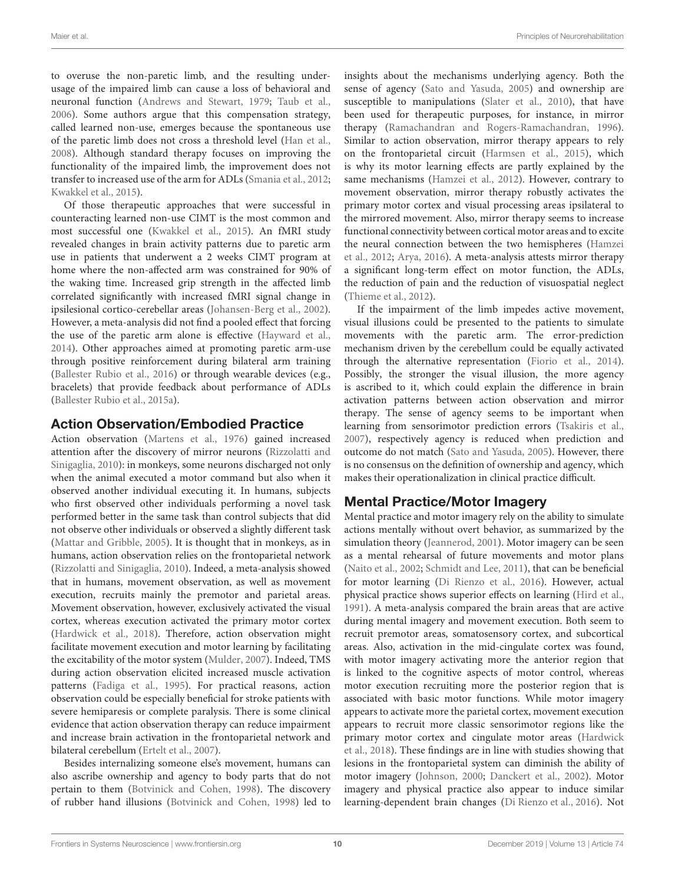to overuse the non-paretic limb, and the resulting underusage of the impaired limb can cause a loss of behavioral and neuronal function (Andrews and Stewart, 1979; Taub et al., 2006). Some authors argue that this compensation strategy, called learned non-use, emerges because the spontaneous use of the paretic limb does not cross a threshold level (Han et al., 2008). Although standard therapy focuses on improving the functionality of the impaired limb, the improvement does not transfer to increased use of the arm for ADLs (Smania et al., 2012; Kwakkel et al., 2015).

Of those therapeutic approaches that were successful in counteracting learned non-use CIMT is the most common and most successful one (Kwakkel et al., 2015). An fMRI study revealed changes in brain activity patterns due to paretic arm use in patients that underwent a 2 weeks CIMT program at home where the non-affected arm was constrained for 90% of the waking time. Increased grip strength in the affected limb correlated significantly with increased fMRI signal change in ipsilesional cortico-cerebellar areas (Johansen-Berg et al., 2002). However, a meta-analysis did not find a pooled effect that forcing the use of the paretic arm alone is effective (Hayward et al., 2014). Other approaches aimed at promoting paretic arm-use through positive reinforcement during bilateral arm training (Ballester Rubio et al., 2016) or through wearable devices (e.g., bracelets) that provide feedback about performance of ADLs (Ballester Rubio et al., 2015a).

## Action Observation/Embodied Practice

Action observation (Martens et al., 1976) gained increased attention after the discovery of mirror neurons (Rizzolatti and Sinigaglia, 2010): in monkeys, some neurons discharged not only when the animal executed a motor command but also when it observed another individual executing it. In humans, subjects who first observed other individuals performing a novel task performed better in the same task than control subjects that did not observe other individuals or observed a slightly different task (Mattar and Gribble, 2005). It is thought that in monkeys, as in humans, action observation relies on the frontoparietal network (Rizzolatti and Sinigaglia, 2010). Indeed, a meta-analysis showed that in humans, movement observation, as well as movement execution, recruits mainly the premotor and parietal areas. Movement observation, however, exclusively activated the visual cortex, whereas execution activated the primary motor cortex (Hardwick et al., 2018). Therefore, action observation might facilitate movement execution and motor learning by facilitating the excitability of the motor system (Mulder, 2007). Indeed, TMS during action observation elicited increased muscle activation patterns (Fadiga et al., 1995). For practical reasons, action observation could be especially beneficial for stroke patients with severe hemiparesis or complete paralysis. There is some clinical evidence that action observation therapy can reduce impairment and increase brain activation in the frontoparietal network and bilateral cerebellum (Ertelt et al., 2007).

Besides internalizing someone else's movement, humans can also ascribe ownership and agency to body parts that do not pertain to them (Botvinick and Cohen, 1998). The discovery of rubber hand illusions (Botvinick and Cohen, 1998) led to insights about the mechanisms underlying agency. Both the sense of agency (Sato and Yasuda, 2005) and ownership are susceptible to manipulations (Slater et al., 2010), that have been used for therapeutic purposes, for instance, in mirror therapy (Ramachandran and Rogers-Ramachandran, 1996). Similar to action observation, mirror therapy appears to rely on the frontoparietal circuit (Harmsen et al., 2015), which is why its motor learning effects are partly explained by the same mechanisms (Hamzei et al., 2012). However, contrary to movement observation, mirror therapy robustly activates the primary motor cortex and visual processing areas ipsilateral to the mirrored movement. Also, mirror therapy seems to increase functional connectivity between cortical motor areas and to excite the neural connection between the two hemispheres (Hamzei et al., 2012; Arya, 2016). A meta-analysis attests mirror therapy a significant long-term effect on motor function, the ADLs, the reduction of pain and the reduction of visuospatial neglect (Thieme et al., 2012).

If the impairment of the limb impedes active movement, visual illusions could be presented to the patients to simulate movements with the paretic arm. The error-prediction mechanism driven by the cerebellum could be equally activated through the alternative representation (Fiorio et al., 2014). Possibly, the stronger the visual illusion, the more agency is ascribed to it, which could explain the difference in brain activation patterns between action observation and mirror therapy. The sense of agency seems to be important when learning from sensorimotor prediction errors (Tsakiris et al., 2007), respectively agency is reduced when prediction and outcome do not match (Sato and Yasuda, 2005). However, there is no consensus on the definition of ownership and agency, which makes their operationalization in clinical practice difficult.

## Mental Practice/Motor Imagery

Mental practice and motor imagery rely on the ability to simulate actions mentally without overt behavior, as summarized by the simulation theory (Jeannerod, 2001). Motor imagery can be seen as a mental rehearsal of future movements and motor plans (Naito et al., 2002; Schmidt and Lee, 2011), that can be beneficial for motor learning (Di Rienzo et al., 2016). However, actual physical practice shows superior effects on learning (Hird et al., 1991). A meta-analysis compared the brain areas that are active during mental imagery and movement execution. Both seem to recruit premotor areas, somatosensory cortex, and subcortical areas. Also, activation in the mid-cingulate cortex was found, with motor imagery activating more the anterior region that is linked to the cognitive aspects of motor control, whereas motor execution recruiting more the posterior region that is associated with basic motor functions. While motor imagery appears to activate more the parietal cortex, movement execution appears to recruit more classic sensorimotor regions like the primary motor cortex and cingulate motor areas (Hardwick et al., 2018). These findings are in line with studies showing that lesions in the frontoparietal system can diminish the ability of motor imagery (Johnson, 2000; Danckert et al., 2002). Motor imagery and physical practice also appear to induce similar learning-dependent brain changes (Di Rienzo et al., 2016). Not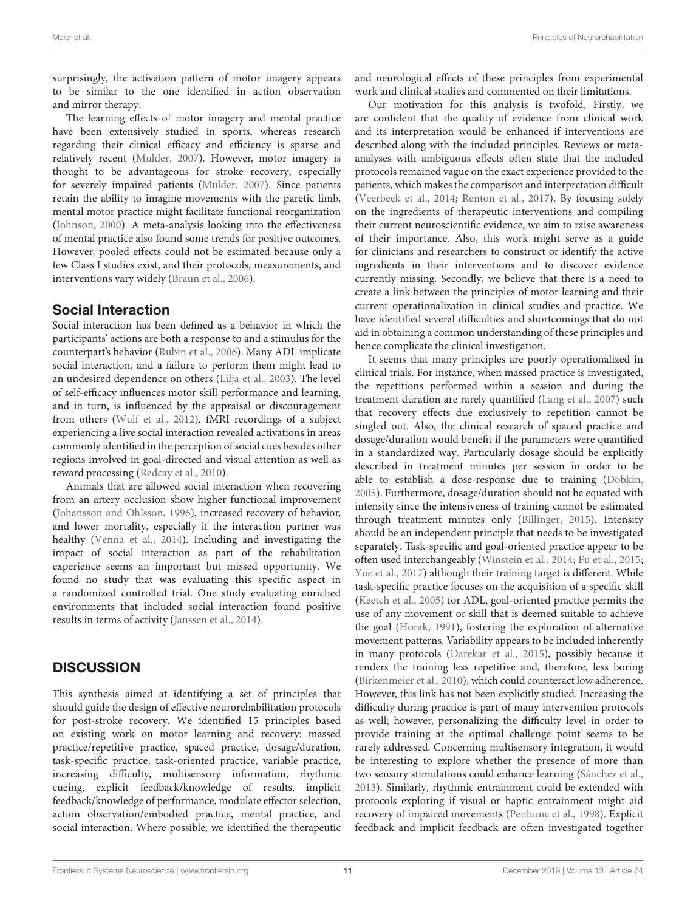surprisingly, the activation pattern of motor imagery appears to be similar to the one identified in action observation and mirror therapy.

The learning effects of motor imagery and mental practice have been extensively studied in sports, whereas research regarding their clinical efficacy and efficiency is sparse and relatively recent (Mulder, 2007). However, motor imagery is thought to be advantageous for stroke recovery, especially for severely impaired patients (Mulder, 2007). Since patients retain the ability to imagine movements with the paretic limb, mental motor practice might facilitate functional reorganization (Johnson, 2000). A meta-analysis looking into the effectiveness of mental practice also found some trends for positive outcomes. However, pooled effects could not be estimated because only a few Class I studies exist, and their protocols, measurements, and interventions vary widely (Braun et al., 2006).

## Social Interaction

Social interaction has been defined as a behavior in which the participants' actions are both a response to and a stimulus for the counterpart's behavior (Rubin et al., 2006). Many ADL implicate social interaction, and a failure to perform them might lead to an undesired dependence on others (Lilja et al., 2003). The level of self-efficacy influences motor skill performance and learning, and in turn, is influenced by the appraisal or discouragement from others (Wulf et al., 2012). fMRI recordings of a subject experiencing a live social interaction revealed activations in areas commonly identified in the perception of social cues besides other regions involved in goal-directed and visual attention as well as reward processing (Redcay et al., 2010).

Animals that are allowed social interaction when recovering from an artery occlusion show higher functional improvement (Johansson and Ohlsson, 1996), increased recovery of behavior, and lower mortality, especially if the interaction partner was healthy (Venna et al., 2014). Including and investigating the impact of social interaction as part of the rehabilitation experience seems an important but missed opportunity. We found no study that was evaluating this specific aspect in a randomized controlled trial. One study evaluating enriched environments that included social interaction found positive results in terms of activity (Janssen et al., 2014).

# DISCUSSION

This synthesis aimed at identifying a set of principles that should guide the design of effective neurorehabilitation protocols for post-stroke recovery. We identified 15 principles based on existing work on motor learning and recovery: massed practice/repetitive practice, spaced practice, dosage/duration, task-specific practice, task-oriented practice, variable practice, increasing difficulty, multisensory information, rhythmic cueing, explicit feedback/knowledge of results, implicit feedback/knowledge of performance, modulate effector selection, action observation/embodied practice, mental practice, and social interaction. Where possible, we identified the therapeutic and neurological effects of these principles from experimental work and clinical studies and commented on their limitations.

Our motivation for this analysis is twofold. Firstly, we are confident that the quality of evidence from clinical work and its interpretation would be enhanced if interventions are described along with the included principles. Reviews or meta-analyses with ambiguous effects often state that the included protocols remained vague on the exact experience provided to the patients, which makes the comparison and interpretation difficult (Veerbeek et al., 2014; Renton et al., 2017). By focusing solely on the ingredients of therapeutic interventions and compiling their current neuroscientific evidence, we aim to raise awareness of their importance. Also, this work might serve as a guide for clinicians and researchers to construct or identify the active ingredients in their interventions and to discover evidence currently missing. Secondly, we believe that there is a need to create a link between the principles of motor learning and their current operationalization in clinical studies and practice. We have identified several difficulties and shortcomings that do not aid in obtaining a common understanding of these principles and hence complicate the clinical investigation.

It seems that many principles are poorly operationalized in clinical trials. For instance, when massed practice is investigated, the repetitions performed within a session and during the treatment duration are rarely quantified (Lang et al., 2007) such that recovery effects due exclusively to repetition cannot be singled out. Also, the clinical research of spaced practice and dosage/duration would benefit if the parameters were quantified in a standardized way. Particularly dosage should be explicitly described in treatment minutes per session in order to be able to establish a dose-response due to training (Dobkin, 2005). Furthermore, dosage/duration should not be equated with intensity since the intensiveness of training cannot be estimated through treatment minutes only (Billinger, 2015). Intensity should be an independent principle that needs to be investigated separately. Task-specific and goal-oriented practice appear to be often used interchangeably (Winstein et al., 2014; Fu et al., 2015; Yue et al., 2017) although their training target is different. While task-specific practice focuses on the acquisition of a specific skill (Keetch et al., 2005) for ADL, goal-oriented practice permits the use of any movement or skill that is deemed suitable to achieve the goal (Horak, 1991), fostering the exploration of alternative movement patterns. Variability appears to be included inherently in many protocols (Darekar et al., 2015), possibly because it renders the training less repetitive and, therefore, less boring (Birkenmeier et al., 2010), which could counteract low adherence. However, this link has not been explicitly studied. Increasing the difficulty during practice is part of many intervention protocols as well; however, personalizing the difficulty level in order to provide training at the optimal challenge point seems to be rarely addressed. Concerning multisensory integration, it would be interesting to explore whether the presence of more than two sensory stimulations could enhance learning (Sánchez et al., 2013). Similarly, rhythmic entrainment could be extended with protocols exploring if visual or haptic entrainment might aid recovery of impaired movements (Penhune et al., 1998). Explicit feedback and implicit feedback are often investigated together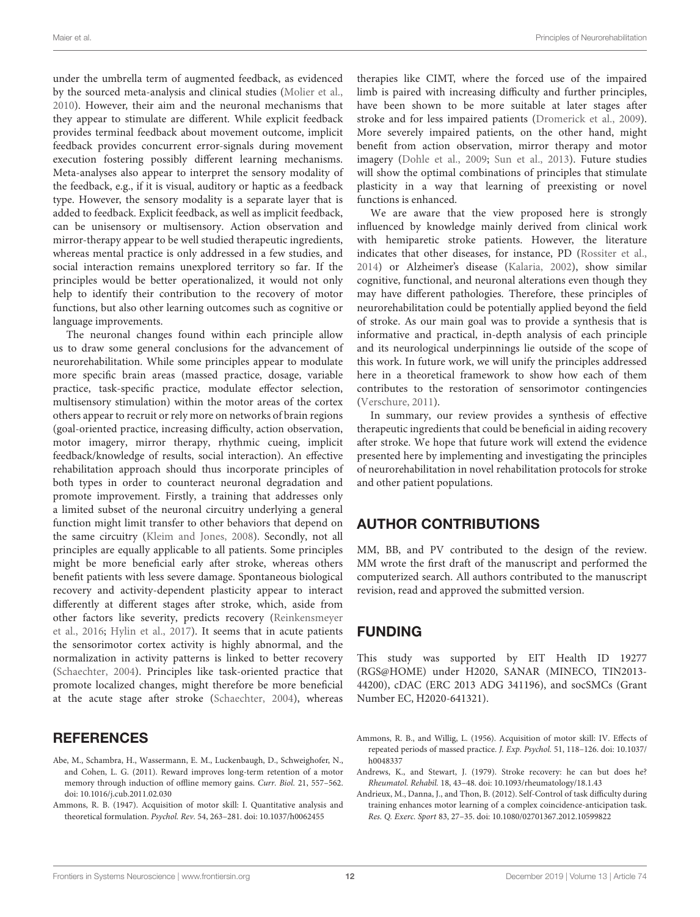under the umbrella term of augmented feedback, as evidenced by the sourced meta-analysis and clinical studies (Molier et al., 2010). However, their aim and the neuronal mechanisms that they appear to stimulate are different. While explicit feedback provides terminal feedback about movement outcome, implicit feedback provides concurrent error-signals during movement execution fostering possibly different learning mechanisms. Meta-analyses also appear to interpret the sensory modality of the feedback, e.g., if it is visual, auditory or haptic as a feedback type. However, the sensory modality is a separate layer that is added to feedback. Explicit feedback, as well as implicit feedback, can be unisensory or multisensory. Action observation and mirror-therapy appear to be well studied therapeutic ingredients, whereas mental practice is only addressed in a few studies, and social interaction remains unexplored territory so far. If the principles would be better operationalized, it would not only help to identify their contribution to the recovery of motor functions, but also other learning outcomes such as cognitive or language improvements.

The neuronal changes found within each principle allow us to draw some general conclusions for the advancement of neurorehabilitation. While some principles appear to modulate more specific brain areas (massed practice, dosage, variable practice, task-specific practice, modulate effector selection, multisensory stimulation) within the motor areas of the cortex others appear to recruit or rely more on networks of brain regions (goal-oriented practice, increasing difficulty, action observation, motor imagery, mirror therapy, rhythmic cueing, implicit feedback/knowledge of results, social interaction). An effective rehabilitation approach should thus incorporate principles of both types in order to counteract neuronal degradation and promote improvement. Firstly, a training that addresses only a limited subset of the neuronal circuitry underlying a general function might limit transfer to other behaviors that depend on the same circuitry (Kleim and Jones, 2008). Secondly, not all principles are equally applicable to all patients. Some principles might be more beneficial early after stroke, whereas others benefit patients with less severe damage. Spontaneous biological recovery and activity-dependent plasticity appear to interact differently at different stages after stroke, which, aside from other factors like severity, predicts recovery (Reinkensmeyer et al., 2016; Hylin et al., 2017). It seems that in acute patients the sensorimotor cortex activity is highly abnormal, and the normalization in activity patterns is linked to better recovery (Schaechter, 2004). Principles like task-oriented practice that promote localized changes, might therefore be more beneficial at the acute stage after stroke (Schaechter, 2004), whereas therapies like CIMT, where the forced use of the impaired limb is paired with increasing difficulty and further principles, have been shown to be more suitable at later stages after stroke and for less impaired patients (Dromerick et al., 2009). More severely impaired patients, on the other hand, might benefit from action observation, mirror therapy and motor imagery (Dohle et al., 2009; Sun et al., 2013). Future studies will show the optimal combinations of principles that stimulate plasticity in a way that learning of preexisting or novel functions is enhanced.

We are aware that the view proposed here is strongly influenced by knowledge mainly derived from clinical work with hemiparetic stroke patients. However, the literature indicates that other diseases, for instance, PD (Rossiter et al., 2014) or Alzheimer's disease (Kalaria, 2002), show similar cognitive, functional, and neuronal alterations even though they may have different pathologies. Therefore, these principles of neurorehabilitation could be potentially applied beyond the field of stroke. As our main goal was to provide a synthesis that is informative and practical, in-depth analysis of each principle and its neurological underpinnings lie outside of the scope of this work. In future work, we will unify the principles addressed here in a theoretical framework to show how each of them contributes to the restoration of sensorimotor contingencies (Verschure, 2011).

In summary, our review provides a synthesis of effective therapeutic ingredients that could be beneficial in aiding recovery after stroke. We hope that future work will extend the evidence presented here by implementing and investigating the principles of neurorehabilitation in novel rehabilitation protocols for stroke and other patient populations.

## AUTHOR CONTRIBUTIONS

MM, BB, and PV contributed to the design of the review. MM wrote the first draft of the manuscript and performed the computerized search. All authors contributed to the manuscript revision, read and approved the submitted version.

## FUNDING

This study was supported by EIT Health ID 19277 (RGS@HOME) under H2020, SANAR (MINECO, TIN2013-44200), cDAC (ERC 2013 ADG 341196), and socSMCs (Grant Number EC, H2020-641321).

## REFERENCES

Abe, M., Schambra, H., Wassermann, E. M., Luckenbaugh, D., Schweighofer, N., and Cohen, L. G. (2011). Reward improves long-term retention of a motor memory through induction of offline memory gains. *Curr. Biol.* 21, 557–562. doi: 10.1016/j.cub.2011.02.030

Ammons, R. B. (1947). Acquisition of motor skill: I. Quantitative analysis and theoretical formulation. *Psychol. Rev.* 54, 263–281. doi: 10.1037/h0062455

Ammons, R. B., and Willig, L. (1956). Acquisition of motor skill: IV. Effects of repeated periods of massed practice. *J. Exp. Psychol.* 51, 118–126. doi: 10.1037/h0048337

Andrews, K., and Stewart, J. (1979). Stroke recovery: he can but does he? *Rheumatol. Rehabil.* 18, 43–48. doi: 10.1093/rheumatology/18.1.43

Andrieux, M., Danna, J., and Thon, B. (2012). Self-Control of task difficulty during training enhances motor learning of a complex coincidence-anticipation task. *Res. Q. Exerc. Sport* 83, 27–35. doi: 10.1080/02701367.2012.10599822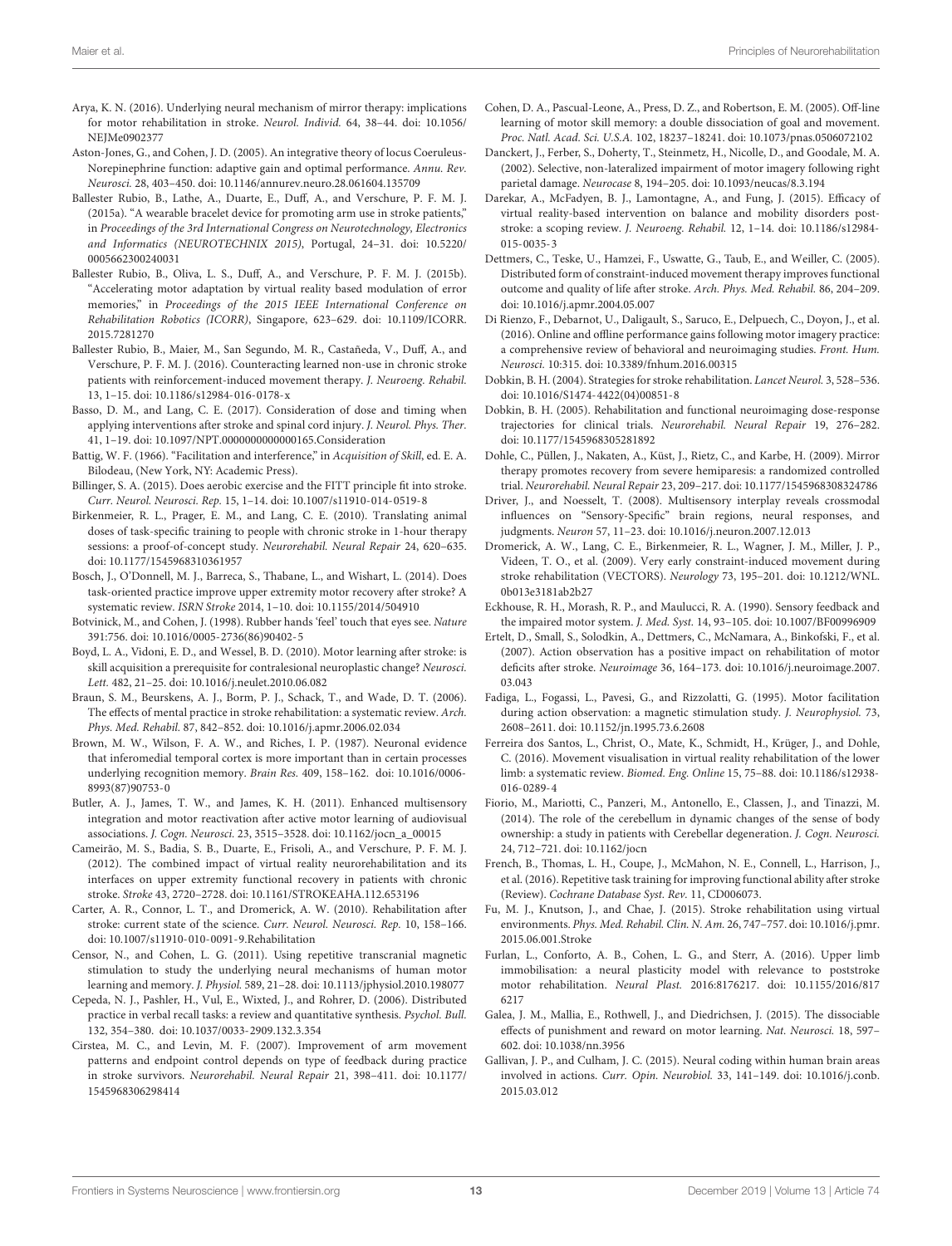Arya, K. N. (2016). Underlying neural mechanism of mirror therapy: implications for motor rehabilitation in stroke. *Neurol. Individ.* 64, 38–44. doi: 10.1056/NEJMe0902377

Aston-Jones, G., and Cohen, J. D. (2005). An integrative theory of locus Coeruleus-Norepinephrine function: adaptive gain and optimal performance. *Annu. Rev. Neurosci.* 28, 403–450. doi: 10.1146/annurev.neuro.28.061604.135709

Ballester Rubio, B., Lathe, A., Duarte, E., Duff, A., and Verschure, P. F. M. J. (2015a). "A wearable bracelet device for promoting arm use in stroke patients," in *Proceedings of the 3rd International Congress on Neurotechnology, Electronics and Informatics (NEUROTECHNIX 2015)*, Portugal, 24–31. doi: 10.5220/0005662300240031

Ballester Rubio, B., Oliva, L. S., Duff, A., and Verschure, P. F. M. J. (2015b). "Accelerating motor adaptation by virtual reality based modulation of error memories," in *Proceedings of the 2015 IEEE International Conference on Rehabilitation Robotics (ICORR)*, Singapore, 623–629. doi: 10.1109/ICORR.2015.7281270

Ballester Rubio, B., Maier, M., San Segundo, M. R., Castañeda, V., Duff, A., and Verschure, P. F. M. J. (2016). Counteracting learned non-use in chronic stroke patients with reinforcement-induced movement therapy. *J. Neuroeng. Rehabil.* 13, 1–15. doi: 10.1186/s12984-016-0178-x

Basso, D. M., and Lang, C. E. (2017). Consideration of dose and timing when applying interventions after stroke and spinal cord injury. *J. Neurol. Phys. Ther*. 41, 1–19. doi: 10.1097/NPT.0000000000000165.Consideration

Battig, W. F. (1966). "Facilitation and interference," in *Acquisition of Skill*, ed. E. A. Bilodeau, (New York, NY: Academic Press).

Billinger, S. A. (2015). Does aerobic exercise and the FITT principle fit into stroke. *Curr. Neurol. Neurosci. Rep.* 15, 1–14. doi: 10.1007/s11910-014-0519-8

Birkenmeier, R. L., Prager, E. M., and Lang, C. E. (2010). Translating animal doses of task-specific training to people with chronic stroke in 1-hour therapy sessions: a proof-of-concept study. *Neurorehabil. Neural Repair* 24, 620–635. doi: 10.1177/1545968310361957

Bosch, J., O'Donnell, M. J., Barreca, S., Thabane, L., and Wishart, L. (2014). Does task-oriented practice improve upper extremity motor recovery after stroke? A systematic review. *ISRN Stroke* 2014, 1–10. doi: 10.1155/2014/504910

Botvinick, M., and Cohen, J. (1998). Rubber hands 'feel' touch that eyes see. *Nature* 391:756. doi: 10.1016/0005-2736(86)90402-5

Boyd, L. A., Vidoni, E. D., and Wessel, B. D. (2010). Motor learning after stroke: is skill acquisition a prerequisite for contralesional neuroplastic change? *Neurosci. Lett.* 482, 21–25. doi: 10.1016/j.neulet.2010.06.082

Braun, S. M., Beurskens, A. J., Borm, P. J., Schack, T., and Wade, D. T. (2006). The effects of mental practice in stroke rehabilitation: a systematic review. *Arch. Phys. Med. Rehabil.* 87, 842–852. doi: 10.1016/j.apmr.2006.02.034

Brown, M. W., Wilson, F. A. W., and Riches, I. P. (1987). Neuronal evidence that inferomedial temporal cortex is more important than in certain processes underlying recognition memory. *Brain Res.* 409, 158–162. doi: 10.1016/0006-8993(87)90753-0

Butler, A. J., James, T. W., and James, K. H. (2011). Enhanced multisensory integration and motor reactivation after active motor learning of audiovisual associations. *J. Cogn. Neurosci.* 23, 3515–3528. doi: 10.1162/jocn_a_00015

Cameirão, M. S., Badia, S. B., Duarte, E., Frisoli, A., and Verschure, P. F. M. J. (2012). The combined impact of virtual reality neurorehabilitation and its interfaces on upper extremity functional recovery in patients with chronic stroke. *Stroke* 43, 2720–2728. doi: 10.1161/STROKEAHA.112.653196

Carter, A. R., Connor, L. T., and Dromerick, A. W. (2010). Rehabilitation after stroke: current state of the science. *Curr. Neurol. Neurosci. Rep.* 10, 158–166. doi: 10.1007/s11910-010-0091-9.Rehabilitation

Censor, N., and Cohen, L. G. (2011). Using repetitive transcranial magnetic stimulation to study the underlying neural mechanisms of human motor learning and memory. *J. Physiol.* 589, 21–28. doi: 10.1113/jphysiol.2010.198077

Cepeda, N. J., Pashler, H., Vul, E., Wixted, J., and Rohrer, D. (2006). Distributed practice in verbal recall tasks: a review and quantitative synthesis. *Psychol. Bull.* 132, 354–380. doi: 10.1037/0033-2909.132.3.354

Cirstea, M. C., and Levin, M. F. (2007). Improvement of arm movement patterns and endpoint control depends on type of feedback during practice in stroke survivors. *Neurorehabil. Neural Repair* 21, 398–411. doi: 10.1177/1545968306298414

Cohen, D. A., Pascual-Leone, A., Press, D. Z., and Robertson, E. M. (2005). Off-line learning of motor skill memory: a double dissociation of goal and movement. *Proc. Natl. Acad. Sci. U.S.A.* 102, 18237–18241. doi: 10.1073/pnas.0506072102

Danckert, J., Ferber, S., Doherty, T., Steinmetz, H., Nicolle, D., and Goodale, M. A. (2002). Selective, non-lateralized impairment of motor imagery following right parietal damage. *Neurocase* 8, 194–205. doi: 10.1093/neucas/8.3.194

Darekar, A., McFadyen, B. J., Lamontagne, A., and Fung, J. (2015). Efficacy of virtual reality-based intervention on balance and mobility disorders post-stroke: a scoping review. *J. Neuroeng. Rehabil.* 12, 1–14. doi: 10.1186/s12984-015-0035-3

Dettmers, C., Teske, U., Hamzei, F., Uswatte, G., Taub, E., and Weiller, C. (2005). Distributed form of constraint-induced movement therapy improves functional outcome and quality of life after stroke. *Arch. Phys. Med. Rehabil.* 86, 204–209. doi: 10.1016/j.apmr.2004.05.007

Di Rienzo, F., Debarnot, U., Daligault, S., Saruco, E., Delpuech, C., Doyon, J., et al. (2016). Online and offline performance gains following motor imagery practice: a comprehensive review of behavioral and neuroimaging studies. *Front. Hum. Neurosci.* 10:315. doi: 10.3389/fnhum.2016.00315

Dobkin, B. H. (2004). Strategies for stroke rehabilitation. *Lancet Neurol.* 3, 528–536. doi: 10.1016/S1474-4422(04)00851-8

Dobkin, B. H. (2005). Rehabilitation and functional neuroimaging dose-response trajectories for clinical trials. *Neurorehabil. Neural Repair* 19, 276–282. doi: 10.1177/1545968305281892

Dohle, C., Püllen, J., Nakaten, A., Küst, J., Rietz, C., and Karbe, H. (2009). Mirror therapy promotes recovery from severe hemiparesis: a randomized controlled trial. *Neurorehabil. Neural Repair* 23, 209–217. doi: 10.1177/1545968308324786

Driver, J., and Noesselt, T. (2008). Multisensory interplay reveals crossmodal influences on "Sensory-Specific" brain regions, neural responses, and judgments. *Neuron* 57, 11–23. doi: 10.1016/j.neuron.2007.12.013

Dromerick, A. W., Lang, C. E., Birkenmeier, R. L., Wagner, J. M., Miller, J. P., Videen, T. O., et al. (2009). Very early constraint-induced movement during stroke rehabilitation (VECTORS). *Neurology* 73, 195–201. doi: 10.1212/WNL.0b013e3181ab2b27

Eckhouse, R. H., Morash, R. P., and Maulucci, R. A. (1990). Sensory feedback and the impaired motor system. *J. Med. Syst.* 14, 93–105. doi: 10.1007/BF00996909

Ertelt, D., Small, S., Solodkin, A., Dettmers, C., McNamara, A., Binkofski, F., et al. (2007). Action observation has a positive impact on rehabilitation of motor deficits after stroke. *Neuroimage* 36, 164–173. doi: 10.1016/j.neuroimage.2007.03.043

Fadiga, L., Fogassi, L., Pavesi, G., and Rizzolatti, G. (1995). Motor facilitation during action observation: a magnetic stimulation study. *J. Neurophysiol.* 73, 2608–2611. doi: 10.1152/jn.1995.73.6.2608

Ferreira dos Santos, L., Christ, O., Mate, K., Schmidt, H., Krüger, J., and Dohle, C. (2016). Movement visualisation in virtual reality rehabilitation of the lower limb: a systematic review. *Biomed. Eng. Online* 15, 75–88. doi: 10.1186/s12938-016-0289-4

Fiorio, M., Mariotti, C., Panzeri, M., Antonello, E., Classen, J., and Tinazzi, M. (2014). The role of the cerebellum in dynamic changes of the sense of body ownership: a study in patients with Cerebellar degeneration. *J. Cogn. Neurosci.* 24, 712–721. doi: 10.1162/jocn

French, B., Thomas, L. H., Coupe, J., McMahon, N. E., Connell, L., Harrison, J., et al. (2016). Repetitive task training for improving functional ability after stroke (Review). *Cochrane Database Syst. Rev.* 11, CD006073.

Fu, M. J., Knutson, J., and Chae, J. (2015). Stroke rehabilitation using virtual environments. *Phys. Med. Rehabil. Clin. N. Am.* 26, 747–757. doi: 10.1016/j.pmr.2015.06.001.Stroke

Furlan, L., Conforto, A. B., Cohen, L. G., and Sterr, A. (2016). Upper limb immobilisation: a neural plasticity model with relevance to poststroke motor rehabilitation. *Neural Plast.* 2016:8176217. doi: 10.1155/2016/8176217

Galea, J. M., Mallia, E., Rothwell, J., and Diedrichsen, J. (2015). The dissociable effects of punishment and reward on motor learning. *Nat. Neurosci.* 18, 597–602. doi: 10.1038/nn.3956

Gallivan, J. P., and Culham, J. C. (2015). Neural coding within human brain areas involved in actions. *Curr. Opin. Neurobiol.* 33, 141–149. doi: 10.1016/j.conb.2015.03.012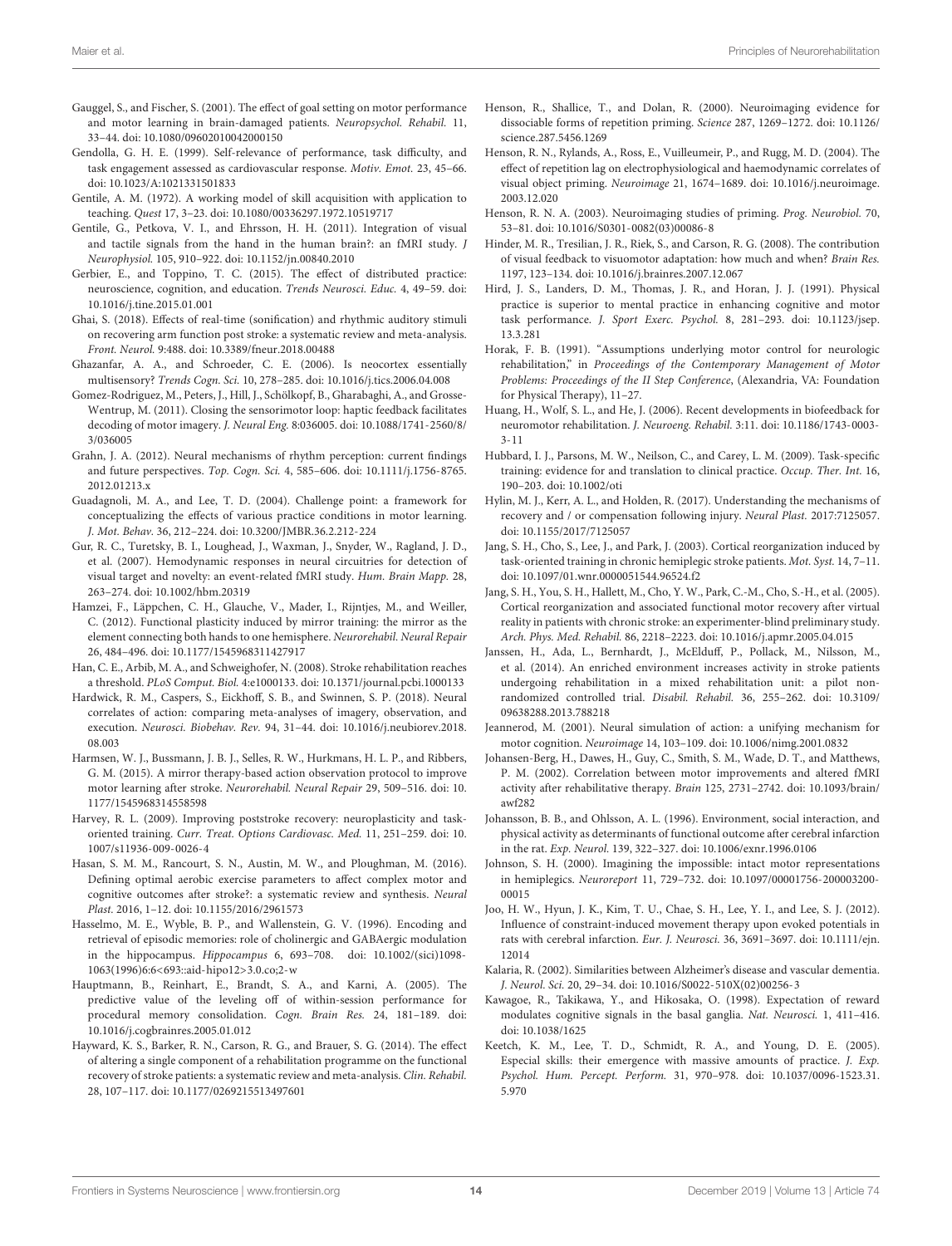Gauggel, S., and Fischer, S. (2001). The effect of goal setting on motor performance and motor learning in brain-damaged patients. *Neuropsychol. Rehabil.* 11, 33–44. doi: 10.1080/09602010042000150

Gendolla, G. H. E. (1999). Self-relevance of performance, task difficulty, and task engagement assessed as cardiovascular response. *Motiv. Emot.* 23, 45–66. doi: 10.1023/A:1021331501833

Gentile, A. M. (1972). A working model of skill acquisition with application to teaching. *Quest* 17, 3–23. doi: 10.1080/00336297.1972.10519717

Gentile, G., Petkova, V. I., and Ehrsson, H. H. (2011). Integration of visual and tactile signals from the hand in the human brain?: an fMRI study. *J Neurophysiol.* 105, 910–922. doi: 10.1152/jn.00840.2010

Gerbier, E., and Toppino, T. C. (2015). The effect of distributed practice: neuroscience, cognition, and education. *Trends Neurosci. Educ.* 4, 49–59. doi: 10.1016/j.tine.2015.01.001

Ghai, S. (2018). Effects of real-time (sonification) and rhythmic auditory stimuli on recovering arm function post stroke: a systematic review and meta-analysis. *Front. Neurol.* 9:488. doi: 10.3389/fneur.2018.00488

Ghazanfar, A. A., and Schroeder, C. E. (2006). Is neocortex essentially multisensory? *Trends Cogn. Sci.* 10, 278–285. doi: 10.1016/j.tics.2006.04.008

Gomez-Rodriguez, M., Peters, J., Hill, J., Schölkopf, B., Gharabaghi, A., and Grosse-Wentrup, M. (2011). Closing the sensorimotor loop: haptic feedback facilitates decoding of motor imagery. *J. Neural Eng.* 8:036005. doi: 10.1088/1741-2560/8/3/036005

Grahn, J. A. (2012). Neural mechanisms of rhythm perception: current findings and future perspectives. *Top. Cogn. Sci.* 4, 585–606. doi: 10.1111/j.1756-8765.2012.01213.x

Guadagnoli, M. A., and Lee, T. D. (2004). Challenge point: a framework for conceptualizing the effects of various practice conditions in motor learning. *J. Mot. Behav.* 36, 212–224. doi: 10.3200/JMBR.36.2.212-224

Gur, R. C., Turetsky, B. I., Loughead, J., Waxman, J., Snyder, W., Ragland, J. D., et al. (2007). Hemodynamic responses in neural circuitries for detection of visual target and novelty: an event-related fMRI study. *Hum. Brain Mapp.* 28, 263–274. doi: 10.1002/hbm.20319

Hamzei, F., Läppchen, C. H., Glauche, V., Mader, I., Rijntjes, M., and Weiller, C. (2012). Functional plasticity induced by mirror training: the mirror as the element connecting both hands to one hemisphere. *Neurorehabil. Neural Repair* 26, 484–496. doi: 10.1177/1545968311427917

Han, C. E., Arbib, M. A., and Schweighofer, N. (2008). Stroke rehabilitation reaches a threshold. *PLoS Comput. Biol.* 4:e1000133. doi: 10.1371/journal.pcbi.1000133

Hardwick, R. M., Caspers, S., Eickhoff, S. B., and Swinnen, S. P. (2018). Neural correlates of action: comparing meta-analyses of imagery, observation, and execution. *Neurosci. Biobehav. Rev.* 94, 31–44. doi: 10.1016/j.neubiorev.2018.08.003

Harmsen, W. J., Bussmann, J. B. J., Selles, R. W., Hurkmans, H. L. P., and Ribbers, G. M. (2015). A mirror therapy-based action observation protocol to improve motor learning after stroke. *Neurorehabil. Neural Repair* 29, 509–516. doi: 10.1177/1545968314558598

Harvey, R. L. (2009). Improving poststroke recovery: neuroplasticity and task-oriented training. *Curr. Treat. Options Cardiovasc. Med.* 11, 251–259. doi: 10.1007/s11936-009-0026-4

Hasan, S. M. M., Rancourt, S. N., Austin, M. W., and Ploughman, M. (2016). Defining optimal aerobic exercise parameters to affect complex motor and cognitive outcomes after stroke?: a systematic review and synthesis. *Neural Plast.* 2016, 1–12. doi: 10.1155/2016/2961573

Hasselmo, M. E., Wyble, B. P., and Wallenstein, G. V. (1996). Encoding and retrieval of episodic memories: role of cholinergic and GABAergic modulation in the hippocampus. *Hippocampus* 6, 693–708. doi: 10.1002/(sici)1098-1063(1996)6:6<693::aid-hipo12>3.0.co;2-w

Hauptmann, B., Reinhart, E., Brandt, S. A., and Karni, A. (2005). The predictive value of the leveling off of within-session performance for procedural memory consolidation. *Cogn. Brain Res.* 24, 181–189. doi: 10.1016/j.cogbrainres.2005.01.012

Hayward, K. S., Barker, R. N., Carson, R. G., and Brauer, S. G. (2014). The effect of altering a single component of a rehabilitation programme on the functional recovery of stroke patients: a systematic review and meta-analysis. *Clin. Rehabil.* 28, 107–117. doi: 10.1177/0269215513497601

Henson, R., Shallice, T., and Dolan, R. (2000). Neuroimaging evidence for dissociable forms of repetition priming. *Science* 287, 1269–1272. doi: 10.1126/science.287.5456.1269

Henson, R. N., Rylands, A., Ross, E., Vuilleumeir, P., and Rugg, M. D. (2004). The effect of repetition lag on electrophysiological and haemodynamic correlates of visual object priming. *Neuroimage* 21, 1674–1689. doi: 10.1016/j.neuroimage.2003.12.020

Henson, R. N. A. (2003). Neuroimaging studies of priming. *Prog. Neurobiol.* 70, 53–81. doi: 10.1016/S0301-0082(03)00086-8

Hinder, M. R., Tresilian, J. R., Riek, S., and Carson, R. G. (2008). The contribution of visual feedback to visuomotor adaptation: how much and when? *Brain Res.* 1197, 123–134. doi: 10.1016/j.brainres.2007.12.067

Hird, J. S., Landers, D. M., Thomas, J. R., and Horan, J. J. (1991). Physical practice is superior to mental practice in enhancing cognitive and motor task performance. *J. Sport Exerc. Psychol.* 8, 281–293. doi: 10.1123/jsep.13.3.281

Horak, F. B. (1991). "Assumptions underlying motor control for neurologic rehabilitation," in *Proceedings of the Contemporary Management of Motor Problems: Proceedings of the II Step Conference*, (Alexandria, VA: Foundation for Physical Therapy), 11–27.

Huang, H., Wolf, S. L., and He, J. (2006). Recent developments in biofeedback for neuromotor rehabilitation. *J. Neuroeng. Rehabil.* 3:11. doi: 10.1186/1743-0003-3-11

Hubbard, I. J., Parsons, M. W., Neilson, C., and Carey, L. M. (2009). Task-specific training: evidence for and translation to clinical practice. *Occup. Ther. Int.* 16, 190–203. doi: 10.1002/oti

Hylin, M. J., Kerr, A. L., and Holden, R. (2017). Understanding the mechanisms of recovery and / or compensation following injury. *Neural Plast.* 2017:7125057. doi: 10.1155/2017/7125057

Jang, S. H., Cho, S., Lee, J., and Park, J. (2003). Cortical reorganization induced by task-oriented training in chronic hemiplegic stroke patients. *Mot. Syst.* 14, 7–11. doi: 10.1097/01.wnr.0000051544.96524.f2

Jang, S. H., You, S. H., Hallett, M., Cho, Y. W., Park, C.-M., Cho, S.-H., et al. (2005). Cortical reorganization and associated functional motor recovery after virtual reality in patients with chronic stroke: an experimenter-blind preliminary study. *Arch. Phys. Med. Rehabil.* 86, 2218–2223. doi: 10.1016/j.apmr.2005.04.015

Janssen, H., Ada, L., Bernhardt, J., McElduff, P., Pollack, M., Nilsson, M., et al. (2014). An enriched environment increases activity in stroke patients undergoing rehabilitation in a mixed rehabilitation unit: a pilot non-randomized controlled trial. *Disabil. Rehabil.* 36, 255–262. doi: 10.3109/09638288.2013.788218

Jeannerod, M. (2001). Neural simulation of action: a unifying mechanism for motor cognition. *Neuroimage* 14, 103–109. doi: 10.1006/nimg.2001.0832

Johansen-Berg, H., Dawes, H., Guy, C., Smith, S. M., Wade, D. T., and Matthews, P. M. (2002). Correlation between motor improvements and altered fMRI activity after rehabilitative therapy. *Brain* 125, 2731–2742. doi: 10.1093/brain/awf282

Johansson, B. B., and Ohlsson, A. L. (1996). Environment, social interaction, and physical activity as determinants of functional outcome after cerebral infarction in the rat. *Exp. Neurol.* 139, 322–327. doi: 10.1006/exnr.1996.0106

Johnson, S. H. (2000). Imagining the impossible: intact motor representations in hemiplegics. *Neuroreport* 11, 729–732. doi: 10.1097/00001756-200003200-00015

Joo, H. W., Hyun, J. K., Kim, T. U., Chae, S. H., Lee, Y. I., and Lee, S. J. (2012). Influence of constraint-induced movement therapy upon evoked potentials in rats with cerebral infarction. *Eur. J. Neurosci.* 36, 3691–3697. doi: 10.1111/ejn.12014

Kalaria, R. (2002). Similarities between Alzheimer's disease and vascular dementia. *J. Neurol. Sci.* 20, 29–34. doi: 10.1016/S0022-510X(02)00256-3

Kawagoe, R., Takikawa, Y., and Hikosaka, O. (1998). Expectation of reward modulates cognitive signals in the basal ganglia. *Nat. Neurosci.* 1, 411–416. doi: 10.1038/1625

Keetch, K. M., Lee, T. D., Schmidt, R. A., and Young, D. E. (2005). Especial skills: their emergence with massive amounts of practice. *J. Exp. Psychol. Hum. Percept. Perform.* 31, 970–978. doi: 10.1037/0096-1523.31.5.970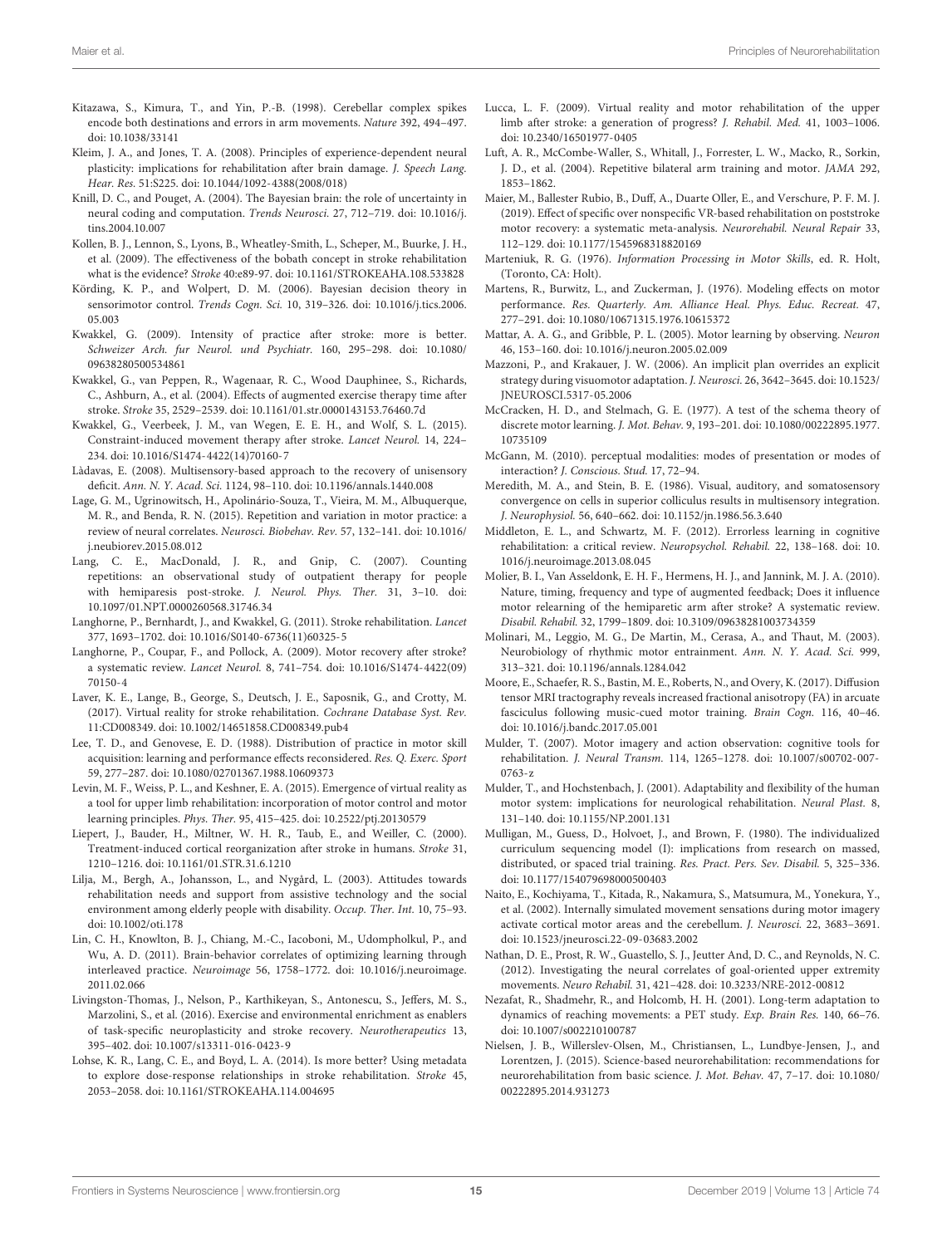Kitazawa, S., Kimura, T., and Yin, P.-B. (1998). Cerebellar complex spikes encode both destinations and errors in arm movements. *Nature* 392, 494–497. doi: 10.1038/33141

Kleim, J. A., and Jones, T. A. (2008). Principles of experience-dependent neural plasticity: implications for rehabilitation after brain damage. *J. Speech Lang. Hear. Res.* 51:S225. doi: 10.1044/1092-4388(2008/018)

Knill, D. C., and Pouget, A. (2004). The Bayesian brain: the role of uncertainty in neural coding and computation. *Trends Neurosci.* 27, 712–719. doi: 10.1016/j.tins.2004.10.007

Kollen, B. J., Lennon, S., Lyons, B., Wheatley-Smith, L., Scheper, M., Buurke, J. H., et al. (2009). The effectiveness of the bobath concept in stroke rehabilitation what is the evidence? *Stroke* 40:e89-97. doi: 10.1161/STROKEAHA.108.533828

Körding, K. P., and Wolpert, D. M. (2006). Bayesian decision theory in sensorimotor control. *Trends Cogn. Sci.* 10, 319–326. doi: 10.1016/j.tics.2006.05.003

Kwakkel, G. (2009). Intensity of practice after stroke: more is better. *Schweizer Arch. fur Neurol. und Psychiatr.* 160, 295–298. doi: 10.1080/09638280500534861

Kwakkel, G., van Peppen, R., Wagenaar, R. C., Wood Dauphinee, S., Richards, C., Ashburn, A., et al. (2004). Effects of augmented exercise therapy time after stroke. *Stroke* 35, 2529–2539. doi: 10.1161/01.str.0000143153.76460.7d

Kwakkel, G., Veerbeek, J. M., van Wegen, E. E. H., and Wolf, S. L. (2015). Constraint-induced movement therapy after stroke. *Lancet Neurol.* 14, 224–234. doi: 10.1016/S1474-4422(14)70160-7

Làdavas, E. (2008). Multisensory-based approach to the recovery of unisensory deficit. *Ann. N. Y. Acad. Sci.* 1124, 98–110. doi: 10.1196/annals.1440.008

Lage, G. M., Ugrinowitsch, H., Apolinário-Souza, T., Vieira, M. M., Albuquerque, M. R., and Benda, R. N. (2015). Repetition and variation in motor practice: a review of neural correlates. *Neurosci. Biobehav. Rev.* 57, 132–141. doi: 10.1016/j.neubiorev.2015.08.012

Lang, C. E., MacDonald, J. R., and Gnip, C. (2007). Counting repetitions: an observational study of outpatient therapy for people with hemiparesis post-stroke. *J. Neurol. Phys. Ther.* 31, 3–10. doi: 10.1097/01.NPT.0000260568.31746.34

Langhorne, P., Bernhardt, J., and Kwakkel, G. (2011). Stroke rehabilitation. *Lancet* 377, 1693–1702. doi: 10.1016/S0140-6736(11)60325-5

Langhorne, P., Coupar, F., and Pollock, A. (2009). Motor recovery after stroke? a systematic review. *Lancet Neurol.* 8, 741–754. doi: 10.1016/S1474-4422(09)70150-4

Laver, K. E., Lange, B., George, S., Deutsch, J. E., Saposnik, G., and Crotty, M. (2017). Virtual reality for stroke rehabilitation. *Cochrane Database Syst. Rev.* 11:CD008349. doi: 10.1002/14651858.CD008349.pub4

Lee, T. D., and Genovese, E. D. (1988). Distribution of practice in motor skill acquisition: learning and performance effects reconsidered. *Res. Q. Exerc. Sport* 59, 277–287. doi: 10.1080/02701367.1988.10609373

Levin, M. F., Weiss, P. L., and Keshner, E. A. (2015). Emergence of virtual reality as a tool for upper limb rehabilitation: incorporation of motor control and motor learning principles. *Phys. Ther.* 95, 415–425. doi: 10.2522/ptj.20130579

Liepert, J., Bauder, H., Miltner, W. H. R., Taub, E., and Weiller, C. (2000). Treatment-induced cortical reorganization after stroke in humans. *Stroke* 31, 1210–1216. doi: 10.1161/01.STR.31.6.1210

Lilja, M., Bergh, A., Johansson, L., and Nygård, L. (2003). Attitudes towards rehabilitation needs and support from assistive technology and the social environment among elderly people with disability. *Occup. Ther. Int.* 10, 75–93. doi: 10.1002/oti.178

Lin, C. H., Knowlton, B. J., Chiang, M.-C., Iacoboni, M., Udompholkul, P., and Wu, A. D. (2011). Brain-behavior correlates of optimizing learning through interleaved practice. *Neuroimage* 56, 1758–1772. doi: 10.1016/j.neuroimage.2011.02.066

Livingston-Thomas, J., Nelson, P., Karthikeyan, S., Antonescu, S., Jeffers, M. S., Marzolini, S., et al. (2016). Exercise and environmental enrichment as enablers of task-specific neuroplasticity and stroke recovery. *Neurotherapeutics* 13, 395–402. doi: 10.1007/s13311-016-0423-9

Lohse, K. R., Lang, C. E., and Boyd, L. A. (2014). Is more better? Using metadata to explore dose-response relationships in stroke rehabilitation. *Stroke* 45, 2053–2058. doi: 10.1161/STROKEAHA.114.004695

Lucca, L. F. (2009). Virtual reality and motor rehabilitation of the upper limb after stroke: a generation of progress? *J. Rehabil. Med.* 41, 1003–1006. doi: 10.2340/16501977-0405

Luft, A. R., McCombe-Waller, S., Whitall, J., Forrester, L. W., Macko, R., Sorkin, J. D., et al. (2004). Repetitive bilateral arm training and motor. *JAMA* 292, 1853–1862.

Maier, M., Ballester Rubio, B., Duff, A., Duarte Oller, E., and Verschure, P. F. M. J. (2019). Effect of specific over nonspecific VR-based rehabilitation on poststroke motor recovery: a systematic meta-analysis. *Neurorehabil. Neural Repair* 33, 112–129. doi: 10.1177/1545968318820169

Marteniuk, R. G. (1976). *Information Processing in Motor Skills*, ed. R. Holt, (Toronto, CA: Holt).

Martens, R., Burwitz, L., and Zuckerman, J. (1976). Modeling effects on motor performance. *Res. Quarterly. Am. Alliance Heal. Phys. Educ. Recreat.* 47, 277–291. doi: 10.1080/10671315.1976.10615372

Mattar, A. A. G., and Gribble, P. L. (2005). Motor learning by observing. *Neuron* 46, 153–160. doi: 10.1016/j.neuron.2005.02.009

Mazzoni, P., and Krakauer, J. W. (2006). An implicit plan overrides an explicit strategy during visuomotor adaptation. *J. Neurosci.* 26, 3642–3645. doi: 10.1523/JNEUROSCI.5317-05.2006

McCracken, H. D., and Stelmach, G. E. (1977). A test of the schema theory of discrete motor learning. *J. Mot. Behav.* 9, 193–201. doi: 10.1080/00222895.1977.10735109

McGann, M. (2010). perceptual modalities: modes of presentation or modes of interaction? *J. Conscious. Stud.* 17, 72–94.

Meredith, M. A., and Stein, B. E. (1986). Visual, auditory, and somatosensory convergence on cells in superior colliculus results in multisensory integration. *J. Neurophysiol.* 56, 640–662. doi: 10.1152/jn.1986.56.3.640

Middleton, E. L., and Schwartz, M. F. (2012). Errorless learning in cognitive rehabilitation: a critical review. *Neuropsychol. Rehabil.* 22, 138–168. doi: 10.1016/j.neuroimage.2013.08.045

Molier, B. I., Van Asseldonk, E. H. F., Hermens, H. J., and Jannink, M. J. A. (2010). Nature, timing, frequency and type of augmented feedback; Does it influence motor relearning of the hemiparetic arm after stroke? A systematic review. *Disabil. Rehabil.* 32, 1799–1809. doi: 10.3109/09638281003734359

Molinari, M., Leggio, M. G., De Martin, M., Cerasa, A., and Thaut, M. (2003). Neurobiology of rhythmic motor entrainment. *Ann. N. Y. Acad. Sci.* 999, 313–321. doi: 10.1196/annals.1284.042

Moore, E., Schaefer, R. S., Bastin, M. E., Roberts, N., and Overy, K. (2017). Diffusion tensor MRI tractography reveals increased fractional anisotropy (FA) in arcuate fasciculus following music-cued motor training. *Brain Cogn.* 116, 40–46. doi: 10.1016/j.bandc.2017.05.001

Mulder, T. (2007). Motor imagery and action observation: cognitive tools for rehabilitation. *J. Neural Transm.* 114, 1265–1278. doi: 10.1007/s00702-007-0763-z

Mulder, T., and Hochstenbach, J. (2001). Adaptability and flexibility of the human motor system: implications for neurological rehabilitation. *Neural Plast.* 8, 131–140. doi: 10.1155/NP.2001.131

Mulligan, M., Guess, D., Holvoet, J., and Brown, F. (1980). The individualized curriculum sequencing model (I): implications from research on massed, distributed, or spaced trial training. *Res. Pract. Pers. Sev. Disabil.* 5, 325–336. doi: 10.1177/154079698000500403

Naito, E., Kochiyama, T., Kitada, R., Nakamura, S., Matsumura, M., Yonekura, Y., et al. (2002). Internally simulated movement sensations during motor imagery activate cortical motor areas and the cerebellum. *J. Neurosci.* 22, 3683–3691. doi: 10.1523/jneurosci.22-09-03683.2002

Nathan, D. E., Prost, R. W., Guastello, S. J., Jeutter And, D. C., and Reynolds, N. C. (2012). Investigating the neural correlates of goal-oriented upper extremity movements. *Neuro Rehabil.* 31, 421–428. doi: 10.3233/NRE-2012-00812

Nezafat, R., Shadmehr, R., and Holcomb, H. H. (2001). Long-term adaptation to dynamics of reaching movements: a PET study. *Exp. Brain Res.* 140, 66–76. doi: 10.1007/s002210100787

Nielsen, J. B., Willerslev-Olsen, M., Christiansen, L., Lundbye-Jensen, J., and Lorentzen, J. (2015). Science-based neurorehabilitation: recommendations for neurorehabilitation from basic science. *J. Mot. Behav.* 47, 7–17. doi: 10.1080/00222895.2014.931273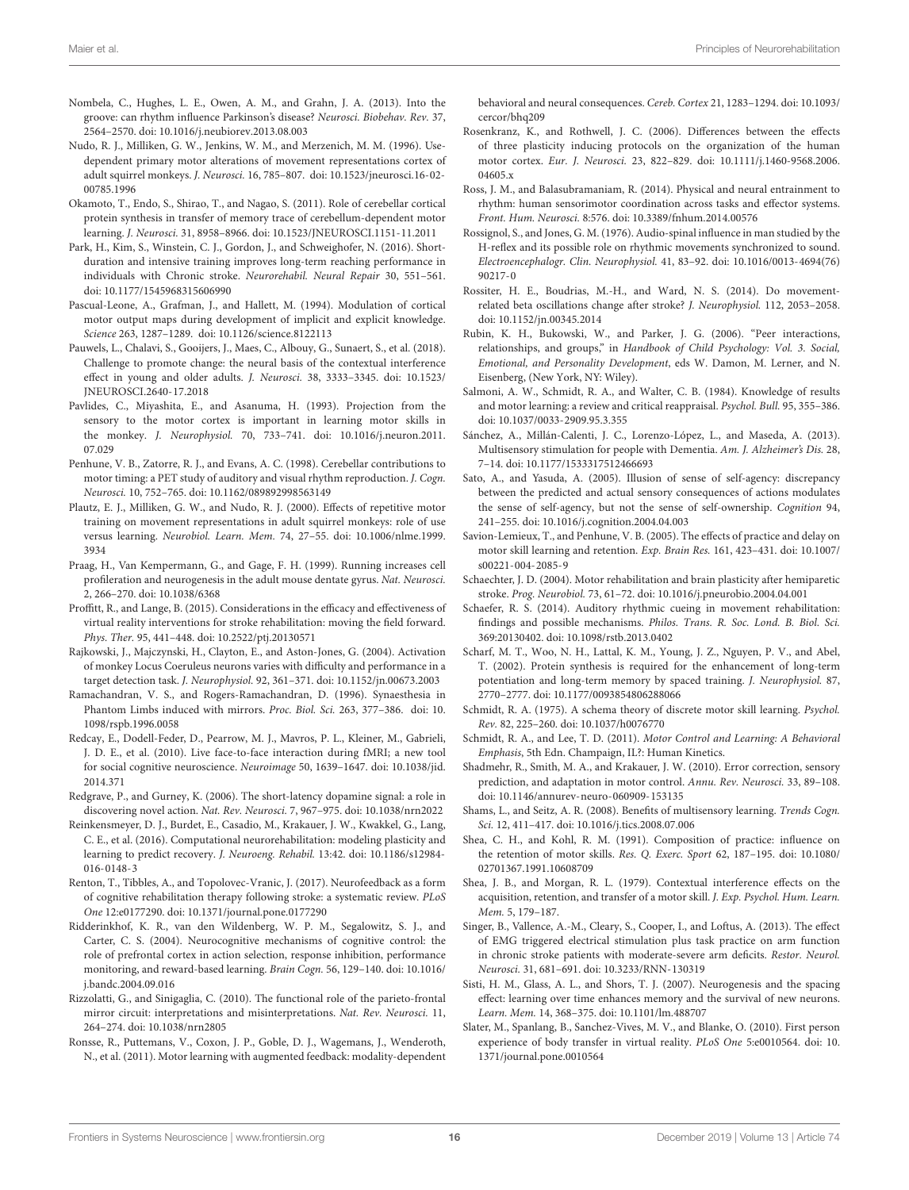Nombela, C., Hughes, L. E., Owen, A. M., and Grahn, J. A. (2013). Into the groove: can rhythm influence Parkinson's disease? *Neurosci. Biobehav. Rev.* 37, 2564–2570. doi: 10.1016/j.neubiorev.2013.08.003

Nudo, R. J., Milliken, G. W., Jenkins, W. M., and Merzenich, M. M. (1996). Use-dependent primary motor alterations of movement representations cortex of adult squirrel monkeys. *J. Neurosci.* 16, 785–807. doi: 10.1523/jneurosci.16-02-00785.1996

Okamoto, T., Endo, S., Shirao, T., and Nagao, S. (2011). Role of cerebellar cortical protein synthesis in transfer of memory trace of cerebellum-dependent motor learning. *J. Neurosci.* 31, 8958–8966. doi: 10.1523/JNEUROSCI.1151-11.2011

Park, H., Kim, S., Winstein, C. J., Gordon, J., and Schweighofer, N. (2016). Short-duration and intensive training improves long-term reaching performance in individuals with Chronic stroke. *Neurorehabil. Neural Repair* 30, 551–561. doi: 10.1177/1545968315606990

Pascual-Leone, A., Grafman, J., and Hallett, M. (1994). Modulation of cortical motor output maps during development of implicit and explicit knowledge. *Science* 263, 1287–1289. doi: 10.1126/science.8122113

Pauwels, L., Chalavi, S., Gooijers, J., Maes, C., Albouy, G., Sunaert, S., et al. (2018). Challenge to promote change: the neural basis of the contextual interference effect in young and older adults. *J. Neurosci.* 38, 3333–3345. doi: 10.1523/JNEUROSCI.2640-17.2018

Pavlides, C., Miyashita, E., and Asanuma, H. (1993). Projection from the sensory to the motor cortex is important in learning motor skills in the monkey. *J. Neurophysiol.* 70, 733–741. doi: 10.1016/j.neuron.2011.07.029

Penhune, V. B., Zatorre, R. J., and Evans, A. C. (1998). Cerebellar contributions to motor timing: a PET study of auditory and visual rhythm reproduction. *J. Cogn. Neurosci.* 10, 752–765. doi: 10.1162/089892998563149

Plautz, E. J., Milliken, G. W., and Nudo, R. J. (2000). Effects of repetitive motor training on movement representations in adult squirrel monkeys: role of use versus learning. *Neurobiol. Learn. Mem.* 74, 27–55. doi: 10.1006/nlme.1999.3934

Praag, H., Van Kempermann, G., and Gage, F. H. (1999). Running increases cell proliferation and neurogenesis in the adult mouse dentate gyrus. *Nat. Neurosci.* 2, 266–270. doi: 10.1038/6368

Proffitt, R., and Lange, B. (2015). Considerations in the efficacy and effectiveness of virtual reality interventions for stroke rehabilitation: moving the field forward. *Phys. Ther.* 95, 441–448. doi: 10.2522/ptj.20130571

Rajkowski, J., Majczynski, H., Clayton, E., and Aston-Jones, G. (2004). Activation of monkey Locus Coeruleus neurons varies with difficulty and performance in a target detection task. *J. Neurophysiol.* 92, 361–371. doi: 10.1152/jn.00673.2003

Ramachandran, V. S., and Rogers-Ramachandran, D. (1996). Synaesthesia in Phantom Limbs induced with mirrors. *Proc. Biol. Sci.* 263, 377–386. doi: 10.1098/rspb.1996.0058

Redcay, E., Dodell-Feder, D., Pearrow, M. J., Mavros, P. L., Kleiner, M., Gabrieli, J. D. E., et al. (2010). Live face-to-face interaction during fMRI; a new tool for social cognitive neuroscience. *Neuroimage* 50, 1639–1647. doi: 10.1038/jid.2014.371

Redgrave, P., and Gurney, K. (2006). The short-latency dopamine signal: a role in discovering novel action. *Nat. Rev. Neurosci.* 7, 967–975. doi: 10.1038/nrn2022

Reinkensmeyer, D. J., Burdet, E., Casadio, M., Krakauer, J. W., Kwakkel, G., Lang, C. E., et al. (2016). Computational neurorehabilitation: modeling plasticity and learning to predict recovery. *J. Neuroeng. Rehabil.* 13:42. doi: 10.1186/s12984-016-0148-3

Renton, T., Tibbles, A., and Topolovec-Vranic, J. (2017). Neurofeedback as a form of cognitive rehabilitation therapy following stroke: a systematic review. *PLoS One* 12:e0177290. doi: 10.1371/journal.pone.0177290

Ridderinkhof, K. R., van den Wildenberg, W. P. M., Segalowitz, S. J., and Carter, C. S. (2004). Neurocognitive mechanisms of cognitive control: the role of prefrontal cortex in action selection, response inhibition, performance monitoring, and reward-based learning. *Brain Cogn.* 56, 129–140. doi: 10.1016/j.bandc.2004.09.016

Rizzolatti, G., and Sinigaglia, C. (2010). The functional role of the parieto-frontal mirror circuit: interpretations and misinterpretations. *Nat. Rev. Neurosci.* 11, 264–274. doi: 10.1038/nrn2805

Ronsse, R., Puttemans, V., Coxon, J. P., Goble, D. J., Wagemans, J., Wenderoth, N., et al. (2011). Motor learning with augmented feedback: modality-dependent behavioral and neural consequences. *Cereb. Cortex* 21, 1283–1294. doi: 10.1093/cercor/bhq209

Rosenkranz, K., and Rothwell, J. C. (2006). Differences between the effects of three plasticity inducing protocols on the organization of the human motor cortex. *Eur. J. Neurosci.* 23, 822–829. doi: 10.1111/j.1460-9568.2006.04605.x

Ross, J. M., and Balasubramaniam, R. (2014). Physical and neural entrainment to rhythm: human sensorimotor coordination across tasks and effector systems. *Front. Hum. Neurosci.* 8:576. doi: 10.3389/fnhum.2014.00576

Rossignol, S., and Jones, G. M. (1976). Audio-spinal influence in man studied by the H-reflex and its possible role on rhythmic movements synchronized to sound. *Electroencephalogr. Clin. Neurophysiol.* 41, 83–92. doi: 10.1016/0013-4694(76)90217-0

Rossiter, H. E., Boudrias, M.-H., and Ward, N. S. (2014). Do movement-related beta oscillations change after stroke? *J. Neurophysiol.* 112, 2053–2058. doi: 10.1152/jn.00345.2014

Rubin, K. H., Bukowski, W., and Parker, J. G. (2006). "Peer interactions, relationships, and groups," in *Handbook of Child Psychology: Vol. 3. Social, Emotional, and Personality Development*, eds W. Damon, M. Lerner, and N. Eisenberg, (New York, NY: Wiley).

Salmoni, A. W., Schmidt, R. A., and Walter, C. B. (1984). Knowledge of results and motor learning: a review and critical reappraisal. *Psychol. Bull.* 95, 355–386. doi: 10.1037/0033-2909.95.3.355

Sánchez, A., Millán-Calenti, J. C., Lorenzo-López, L., and Maseda, A. (2013). Multisensory stimulation for people with Dementia. *Am. J. Alzheimer's Dis.* 28, 7–14. doi: 10.1177/1533317512466693

Sato, A., and Yasuda, A. (2005). Illusion of sense of self-agency: discrepancy between the predicted and actual sensory consequences of actions modulates the sense of self-agency, but not the sense of self-ownership. *Cognition* 94, 241–255. doi: 10.1016/j.cognition.2004.04.003

Savion-Lemieux, T., and Penhune, V. B. (2005). The effects of practice and delay on motor skill learning and retention. *Exp. Brain Res.* 161, 423–431. doi: 10.1007/s00221-004-2085-9

Schaechter, J. D. (2004). Motor rehabilitation and brain plasticity after hemiparetic stroke. *Prog. Neurobiol.* 73, 61–72. doi: 10.1016/j.pneurobio.2004.04.001

Schaefer, R. S. (2014). Auditory rhythmic cueing in movement rehabilitation: findings and possible mechanisms. *Philos. Trans. R. Soc. Lond. B. Biol. Sci.* 369:20130402. doi: 10.1098/rstb.2013.0402

Scharf, M. T., Woo, N. H., Lattal, K. M., Young, J. Z., Nguyen, P. V., and Abel, T. (2002). Protein synthesis is required for the enhancement of long-term potentiation and long-term memory by spaced training. *J. Neurophysiol.* 87, 2770–2777. doi: 10.1177/0093854806288066

Schmidt, R. A. (1975). A schema theory of discrete motor skill learning. *Psychol. Rev.* 82, 225–260. doi: 10.1037/h0076770

Schmidt, R. A., and Lee, T. D. (2011). *Motor Control and Learning: A Behavioral Emphasis*, 5th Edn. Champaign, IL?: Human Kinetics.

Shadmehr, R., Smith, M. A., and Krakauer, J. W. (2010). Error correction, sensory prediction, and adaptation in motor control. *Annu. Rev. Neurosci.* 33, 89–108. doi: 10.1146/annurev-neuro-060909-153135

Shams, L., and Seitz, A. R. (2008). Benefits of multisensory learning. *Trends Cogn. Sci.* 12, 411–417. doi: 10.1016/j.tics.2008.07.006

Shea, C. H., and Kohl, R. M. (1991). Composition of practice: influence on the retention of motor skills. *Res. Q. Exerc. Sport* 62, 187–195. doi: 10.1080/02701367.1991.10608709

Shea, J. B., and Morgan, R. L. (1979). Contextual interference effects on the acquisition, retention, and transfer of a motor skill. *J. Exp. Psychol. Hum. Learn. Mem.* 5, 179–187.

Singer, B., Vallence, A.-M., Cleary, S., Cooper, I., and Loftus, A. (2013). The effect of EMG triggered electrical stimulation plus task practice on arm function in chronic stroke patients with moderate-severe arm deficits. *Restor. Neurol. Neurosci.* 31, 681–691. doi: 10.3233/RNN-130319

Sisti, H. M., Glass, A. L., and Shors, T. J. (2007). Neurogenesis and the spacing effect: learning over time enhances memory and the survival of new neurons. *Learn. Mem.* 14, 368–375. doi: 10.1101/lm.488707

Slater, M., Spanlang, B., Sanchez-Vives, M. V., and Blanke, O. (2010). First person experience of body transfer in virtual reality. *PLoS One* 5:e0010564. doi: 10.1371/journal.pone.0010564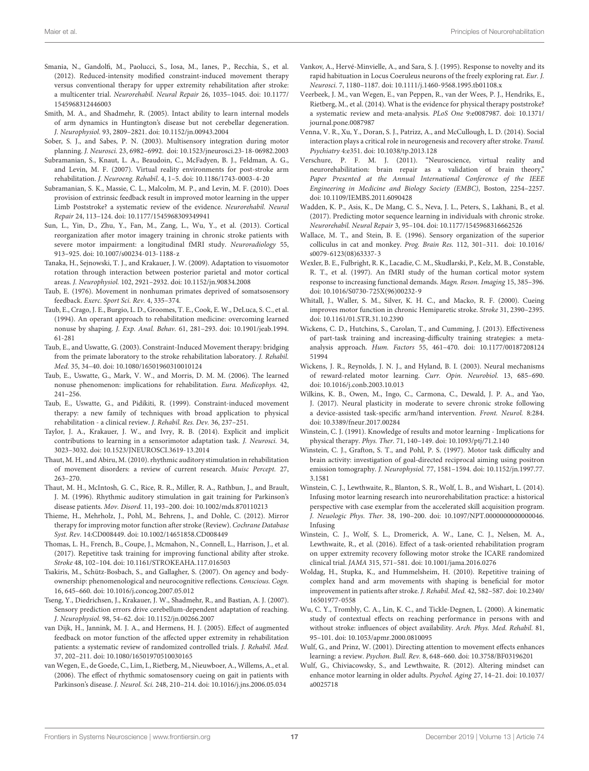Smania, N., Gandolfi, M., Paolucci, S., Iosa, M., Ianes, P., Recchia, S., et al. (2012). Reduced-intensity modified constraint-induced movement therapy versus conventional therapy for upper extremity rehabilitation after stroke: a multicenter trial. *Neurorehabil. Neural Repair* 26, 1035–1045. doi: 10.1177/1545968312446003

Smith, M. A., and Shadmehr, R. (2005). Intact ability to learn internal models of arm dynamics in Huntington's disease but not cerebellar degeneration. *J. Neurophysiol.* 93, 2809–2821. doi: 10.1152/jn.00943.2004

Sober, S. J., and Sabes, P. N. (2003). Multisensory integration during motor planning. *J. Neurosci.* 23, 6982–6992. doi: 10.1523/jneurosci.23-18-06982.2003

Subramanian, S., Knaut, L. A., Beaudoin, C., McFadyen, B. J., Feldman, A. G., and Levin, M. F. (2007). Virtual reality environments for post-stroke arm rehabilitation. *J. Neuroeng. Rehabil.* 4, 1–5. doi: 10.1186/1743-0003-4-20

Subramanian, S. K., Massie, C. L., Malcolm, M. P., and Levin, M. F. (2010). Does provision of extrinsic feedback result in improved motor learning in the upper Limb Poststroke? a systematic review of the evidence. *Neurorehabil. Neural Repair* 24, 113–124. doi: 10.1177/1545968309349941

Sun, L., Yin, D., Zhu, Y., Fan, M., Zang, L., Wu, Y., et al. (2013). Cortical reorganization after motor imagery training in chronic stroke patients with severe motor impairment: a longitudinal fMRI study. *Neuroradiology* 55, 913–925. doi: 10.1007/s00234-013-1188-z

Tanaka, H., Sejnowski, T. J., and Krakauer, J. W. (2009). Adaptation to visuomotor rotation through interaction between posterior parietal and motor cortical areas. *J. Neurophysiol.* 102, 2921–2932. doi: 10.1152/jn.90834.2008

Taub, E. (1976). Movement in nonhuman primates deprived of somatosensory feedback. *Exerc. Sport Sci. Rev.* 4, 335–374.

Taub, E., Crago, J. E., Burgio, L. D., Groomes, T. E., Cook, E. W., DeLuca, S. C., et al. (1994). An operant approach to rehabilitation medicine: overcoming learned nonuse by shaping. *J. Exp. Anal. Behav.* 61, 281–293. doi: 10.1901/jeab.1994.61-281

Taub, E., and Uswatte, G. (2003). Constraint-Induced Movement therapy: bridging from the primate laboratory to the stroke rehabilitation laboratory. *J. Rehabil. Med.* 35, 34–40. doi: 10.1080/16501960310010124

Taub, E., Uswatte, G., Mark, V. W., and Morris, D. M. M. (2006). The learned nonuse phenomenon: implications for rehabilitation. *Eura. Medicophys.* 42, 241–256.

Taub, E., Uswatte, G., and Pidikiti, R. (1999). Constraint-induced movement therapy: a new family of techniques with broad application to physical rehabilitation - a clinical review. *J. Rehabil. Res. Dev.* 36, 237–251.

Taylor, J. A., Krakauer, J. W., and Ivry, R. B. (2014). Explicit and implicit contributions to learning in a sensorimotor adaptation task. *J. Neurosci.* 34, 3023–3032. doi: 10.1523/JNEUROSCI.3619-13.2014

Thaut, M. H., and Abiru, M. (2010). rhythmic auditory stimulation in rehabilitation of movement disorders: a review of current research. *Muisc Percept.* 27, 263–270.

Thaut, M. H., McIntosh, G. C., Rice, R. R., Miller, R. A., Rathbun, J., and Brault, J. M. (1996). Rhythmic auditory stimulation in gait training for Parkinson's disease patients. *Mov. Disord.* 11, 193–200. doi: 10.1002/mds.870110213

Thieme, H., Mehrholz, J., Pohl, M., Behrens, J., and Dohle, C. (2012). Mirror therapy for improving motor function after stroke (Review). *Cochrane Database Syst. Rev.* 14:CD008449. doi: 10.1002/14651858.CD008449

Thomas, L. H., French, B., Coupe, J., Mcmahon, N., Connell, L., Harrison, J., et al. (2017). Repetitive task training for improving functional ability after stroke. *Stroke* 48, 102–104. doi: 10.1161/STROKEAHA.117.016503

Tsakiris, M., Schütz-Bosbach, S., and Gallagher, S. (2007). On agency and body-ownership: phenomenological and neurocognitive reflections. *Conscious. Cogn.* 16, 645–660. doi: 10.1016/j.concog.2007.05.012

Tseng, Y., Diedrichsen, J., Krakauer, J. W., Shadmehr, R., and Bastian, A. J. (2007). Sensory prediction errors drive cerebellum-dependent adaptation of reaching. *J. Neurophysiol.* 98, 54–62. doi: 10.1152/jn.00266.2007

van Dijk, H., Jannink, M. J. A., and Hermens, H. J. (2005). Effect of augmented feedback on motor function of the affected upper extremity in rehabilitation patients: a systematic review of randomized controlled trials. *J. Rehabil. Med.* 37, 202–211. doi: 10.1080/16501970510030165

van Wegen, E., de Goede, C., Lim, I., Rietberg, M., Nieuwboer, A., Willems, A., et al. (2006). The effect of rhythmic somatosensory cueing on gait in patients with Parkinson's disease. *J. Neurol. Sci.* 248, 210–214. doi: 10.1016/j.jns.2006.05.034

Vankov, A., Hervé-Minvielle, A., and Sara, S. J. (1995). Response to novelty and its rapid habituation in Locus Coeruleus neurons of the freely exploring rat. *Eur. J. Neurosci.* 7, 1180–1187. doi: 10.1111/j.1460-9568.1995.tb01108.x

Veerbeek, J. M., van Wegen, E., van Peppen, R., van der Wees, P. J., Hendriks, E., Rietberg, M., et al. (2014). What is the evidence for physical therapy poststroke? a systematic review and meta-analysis. *PLoS One* 9:e0087987. doi: 10.1371/journal.pone.0087987

Venna, V. R., Xu, Y., Doran, S. J., Patrizz, A., and McCullough, L. D. (2014). Social interaction plays a critical role in neurogenesis and recovery after stroke. *Transl. Psychiatry* 4:e351. doi: 10.1038/tp.2013.128

Verschure, P. F. M. J. (2011). "Neuroscience, virtual reality and neurorehabilitation: brain repair as a validation of brain theory," *Paper Presented at the Annual International Conference of the IEEE Engineering in Medicine and Biology Society (EMBC)*, Boston, 2254–2257. doi: 10.1109/IEMBS.2011.6090428

Wadden, K. P., Asis, K., De Mang, C. S., Neva, J. L., Peters, S., Lakhani, B., et al. (2017). Predicting motor sequence learning in individuals with chronic stroke. *Neurorehabil. Neural Repair* 3, 95–104. doi: 10.1177/1545968316662526

Wallace, M. T., and Stein, B. E. (1996). Sensory organization of the superior colliculus in cat and monkey. *Prog. Brain Res.* 112, 301–311. doi: 10.1016/s0079-6123(08)63337-3

Wexler, B. E., Fulbright, R. K., Lacadie, C. M., Skudlarski, P., Kelz, M. B., Constable, R. T., et al. (1997). An fMRI study of the human cortical motor system response to increasing functional demands. *Magn. Reson. Imaging* 15, 385–396. doi: 10.1016/S0730-725X(96)00232-9

Whitall, J., Waller, S. M., Silver, K. H. C., and Macko, R. F. (2000). Cueing improves motor function in chronic Hemiparetic stroke. *Stroke* 31, 2390–2395. doi: 10.1161/01.STR.31.10.2390

Wickens, C. D., Hutchins, S., Carolan, T., and Cumming, J. (2013). Effectiveness of part-task training and increasing-difficulty training strategies: a meta-analysis approach. *Hum. Factors* 55, 461–470. doi: 10.1177/0018720812451994

Wickens, J. R., Reynolds, J. N. J., and Hyland, B. I. (2003). Neural mechanisms of reward-related motor learning. *Curr. Opin. Neurobiol.* 13, 685–690. doi: 10.1016/j.conb.2003.10.013

Wilkins, K. B., Owen, M., Ingo, C., Carmona, C., Dewald, J. P. A., and Yao, J. (2017). Neural plasticity in moderate to severe chronic stroke following a device-assisted task-specific arm/hand intervention. *Front. Neurol.* 8:284. doi: 10.3389/fneur.2017.00284

Winstein, C. J. (1991). Knowledge of results and motor learning - Implications for physical therapy. *Phys. Ther.* 71, 140–149. doi: 10.1093/ptj/71.2.140

Winstein, C. J., Grafton, S. T., and Pohl, P. S. (1997). Motor task difficulty and brain activity: investigation of goal-directed reciprocal aiming using positron emission tomography. *J. Neurophysiol.* 77, 1581–1594. doi: 10.1152/jn.1997.77.3.1581

Winstein, C. J., Lewthwaite, R., Blanton, S. R., Wolf, L. B., and Wishart, L. (2014). Infusing motor learning research into neurorehabilitation practice: a historical perspective with case exemplar from the accelerated skill acquisition program. *J. Neuologic Phys. Ther.* 38, 190–200. doi: 10.1097/NPT.0000000000000046. Infusing

Winstein, C. J., Wolf, S. L., Dromerick, A. W., Lane, C. J., Nelsen, M. A., Lewthwaite, R., et al. (2016). Effect of a task-oriented rehabilitation program on upper extremity recovery following motor stroke the ICARE randomized clinical trial. *JAMA* 315, 571–581. doi: 10.1001/jama.2016.0276

Woldag, H., Stupka, K., and Hummelsheim, H. (2010). Repetitive training of complex hand and arm movements with shaping is beneficial for motor improvement in patients after stroke. *J. Rehabil. Med.* 42, 582–587. doi: 10.2340/16501977-0558

Wu, C. Y., Trombly, C. A., Lin, K. C., and Tickle-Degnen, L. (2000). A kinematic study of contextual effects on reaching performance in persons with and without stroke: influences of object availability. *Arch. Phys. Med. Rehabil.* 81, 95–101. doi: 10.1053/apmr.2000.0810095

Wulf, G., and Prinz, W. (2001). Directing attention to movement effects enhances learning: a review. *Psychon. Bull. Rev.* 8, 648–660. doi: 10.3758/BF03196201

Wulf, G., Chiviacowsky, S., and Lewthwaite, R. (2012). Altering mindset can enhance motor learning in older adults. *Psychol. Aging* 27, 14–21. doi: 10.1037/a0025718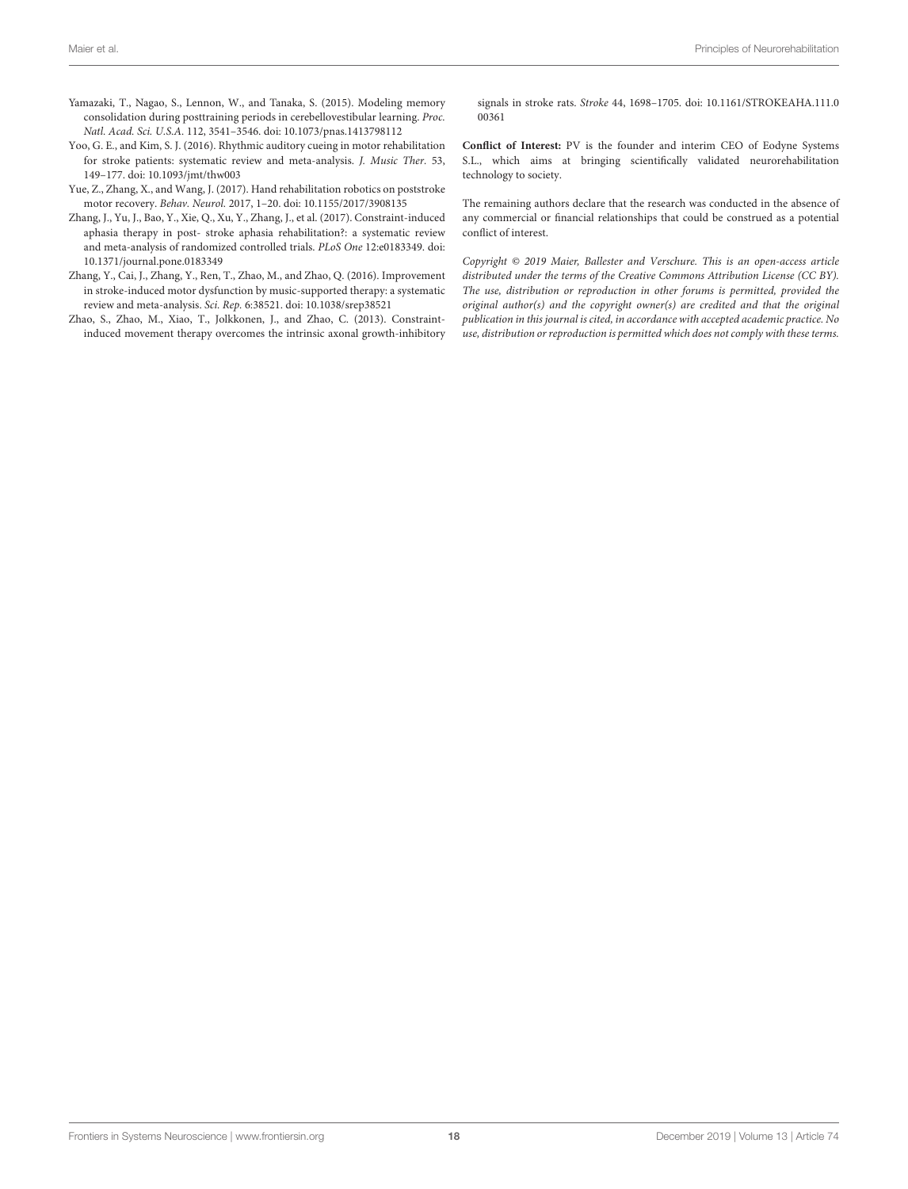Yamazaki, T., Nagao, S., Lennon, W., and Tanaka, S. (2015). Modeling memory consolidation during posttraining periods in cerebellovestibular learning. *Proc. Natl. Acad. Sci. U.S.A.* 112, 3541–3546. doi: 10.1073/pnas.1413798112

Yoo, G. E., and Kim, S. J. (2016). Rhythmic auditory cueing in motor rehabilitation for stroke patients: systematic review and meta-analysis. *J. Music Ther.* 53, 149–177. doi: 10.1093/jmt/thw003

Yue, Z., Zhang, X., and Wang, J. (2017). Hand rehabilitation robotics on poststroke motor recovery. *Behav. Neurol.* 2017, 1–20. doi: 10.1155/2017/3908135

Zhang, J., Yu, J., Bao, Y., Xie, Q., Xu, Y., Zhang, J., et al. (2017). Constraint-induced aphasia therapy in post- stroke aphasia rehabilitation?: a systematic review and meta-analysis of randomized controlled trials. *PLoS One* 12:e0183349. doi: 10.1371/journal.pone.0183349

Zhang, Y., Cai, J., Zhang, Y., Ren, T., Zhao, M., and Zhao, Q. (2016). Improvement in stroke-induced motor dysfunction by music-supported therapy: a systematic review and meta-analysis. *Sci. Rep.* 6:38521. doi: 10.1038/srep38521

Zhao, S., Zhao, M., Xiao, T., Jolkkonen, J., and Zhao, C. (2013). Constraint-induced movement therapy overcomes the intrinsic axonal growth-inhibitory signals in stroke rats. *Stroke* 44, 1698–1705. doi: 10.1161/STROKEAHA.111.000361

**Conflict of Interest:** PV is the founder and interim CEO of Eodyne Systems S.L., which aims at bringing scientifically validated neurorehabilitation technology to society.

The remaining authors declare that the research was conducted in the absence of any commercial or financial relationships that could be construed as a potential conflict of interest.

*Copyright © 2019 Maier, Ballester and Verschure. This is an open-access article distributed under the terms of the Creative Commons Attribution License (CC BY). The use, distribution or reproduction in other forums is permitted, provided the original author(s) and the copyright owner(s) are credited and that the original publication in this journal is cited, in accordance with accepted academic practice. No use, distribution or reproduction is permitted which does not comply with these terms.*